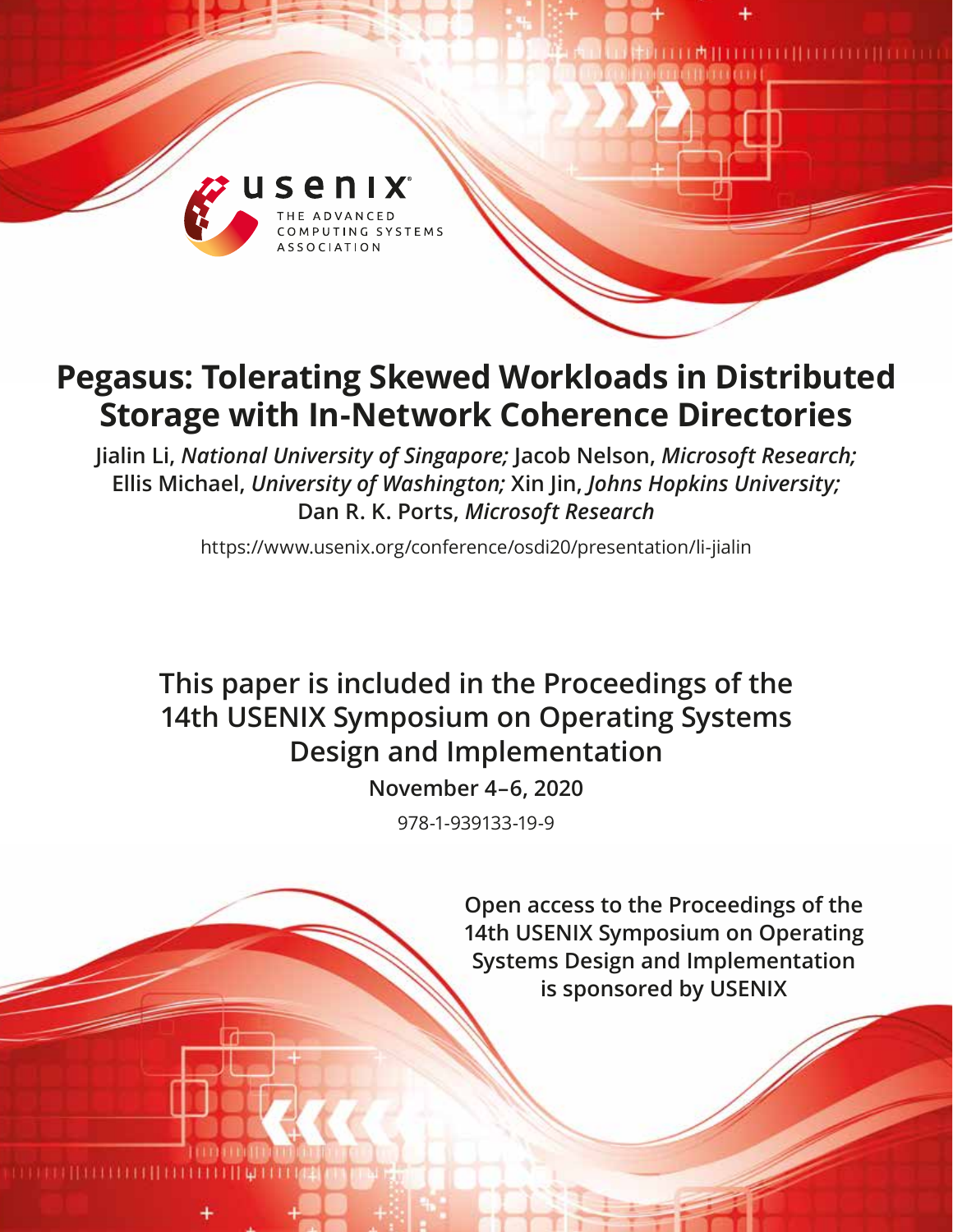# Pegasus: Tolerating Skewed Workloads in Distributed Storage with In-Network Coherence Directories

**Jialin Li,** ***National University of Singapore;*** **Jacob Nelson,** ***Microsoft Research;*** **Ellis Michael,** ***University of Washington;*** **Xin Jin,** ***Johns Hopkins University;*** **Dan R. K. Ports,** ***Microsoft Research***

https://www.usenix.org/conference/osdi20/presentation/li-jialin

**This paper is included in the Proceedings of the 14th USENIX Symposium on Operating Systems Design and Implementation**

**November 4–6, 2020**

978-1-939133-19-9

**Open access to the Proceedings of the 14th USENIX Symposium on Operating Systems Design and Implementation is sponsored by USENIX**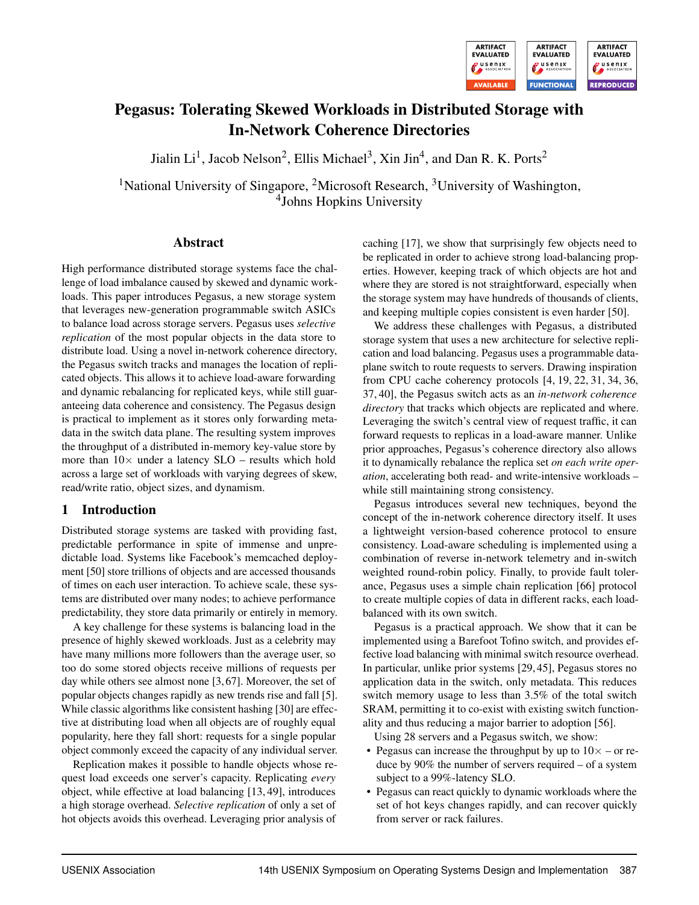# Pegasus: Tolerating Skewed Workloads in Distributed Storage with In-Network Coherence Directories

Jialin Li[1], Jacob Nelson[2], Ellis Michael[3], Xin Jin[4], and Dan R. K. Ports[2]

[1]National University of Singapore, [2]Microsoft Research, [3]University of Washington, [4]Johns Hopkins University

## Abstract

High performance distributed storage systems face the challenge of load imbalance caused by skewed and dynamic workloads. This paper introduces Pegasus, a new storage system that leverages new-generation programmable switch ASICs to balance load across storage servers. Pegasus uses *selective replication* of the most popular objects in the data store to distribute load. Using a novel in-network coherence directory, the Pegasus switch tracks and manages the location of replicated objects. This allows it to achieve load-aware forwarding and dynamic rebalancing for replicated keys, while still guaranteeing data coherence and consistency. The Pegasus design is practical to implement as it stores only forwarding metadata in the switch data plane. The resulting system improves the throughput of a distributed in-memory key-value store by more than 10× under a latency SLO – results which hold across a large set of workloads with varying degrees of skew, read/write ratio, object sizes, and dynamism.

## 1 Introduction

Distributed storage systems are tasked with providing fast, predictable performance in spite of immense and unpredictable load. Systems like Facebook's memcached deployment [50] store trillions of objects and are accessed thousands of times on each user interaction. To achieve scale, these systems are distributed over many nodes; to achieve performance predictability, they store data primarily or entirely in memory.

A key challenge for these systems is balancing load in the presence of highly skewed workloads. Just as a celebrity may have many millions more followers than the average user, so too do some stored objects receive millions of requests per day while others see almost none [3, 67]. Moreover, the set of popular objects changes rapidly as new trends rise and fall [5]. While classic algorithms like consistent hashing [30] are effective at distributing load when all objects are of roughly equal popularity, here they fall short: requests for a single popular object commonly exceed the capacity of any individual server.

Replication makes it possible to handle objects whose request load exceeds one server's capacity. Replicating *every* object, while effective at load balancing [13, 49], introduces a high storage overhead. *Selective replication* of only a set of hot objects avoids this overhead. Leveraging prior analysis of caching [17], we show that surprisingly few objects need to be replicated in order to achieve strong load-balancing properties. However, keeping track of which objects are hot and where they are stored is not straightforward, especially when the storage system may have hundreds of thousands of clients, and keeping multiple copies consistent is even harder [50].

We address these challenges with Pegasus, a distributed storage system that uses a new architecture for selective replication and load balancing. Pegasus uses a programmable dataplane switch to route requests to servers. Drawing inspiration from CPU cache coherency protocols [4, 19, 22, 31, 34, 36, 37, 40], the Pegasus switch acts as an *in-network coherence directory* that tracks which objects are replicated and where. Leveraging the switch's central view of request traffic, it can forward requests to replicas in a load-aware manner. Unlike prior approaches, Pegasus's coherence directory also allows it to dynamically rebalance the replica set *on each write operation*, accelerating both read- and write-intensive workloads – while still maintaining strong consistency.

Pegasus introduces several new techniques, beyond the concept of the in-network coherence directory itself. It uses a lightweight version-based coherence protocol to ensure consistency. Load-aware scheduling is implemented using a combination of reverse in-network telemetry and in-switch weighted round-robin policy. Finally, to provide fault tolerance, Pegasus uses a simple chain replication [66] protocol to create multiple copies of data in different racks, each load-balanced with its own switch.

Pegasus is a practical approach. We show that it can be implemented using a Barefoot Tofino switch, and provides effective load balancing with minimal switch resource overhead. In particular, unlike prior systems [29, 45], Pegasus stores no application data in the switch, only metadata. This reduces switch memory usage to less than 3.5% of the total switch SRAM, permitting it to co-exist with existing switch functionality and thus reducing a major barrier to adoption [56].

Using 28 servers and a Pegasus switch, we show:

- Pegasus can increase the throughput by up to 10× – or reduce by 90% the number of servers required – of a system subject to a 99%-latency SLO.
- Pegasus can react quickly to dynamic workloads where the set of hot keys changes rapidly, and can recover quickly from server or rack failures.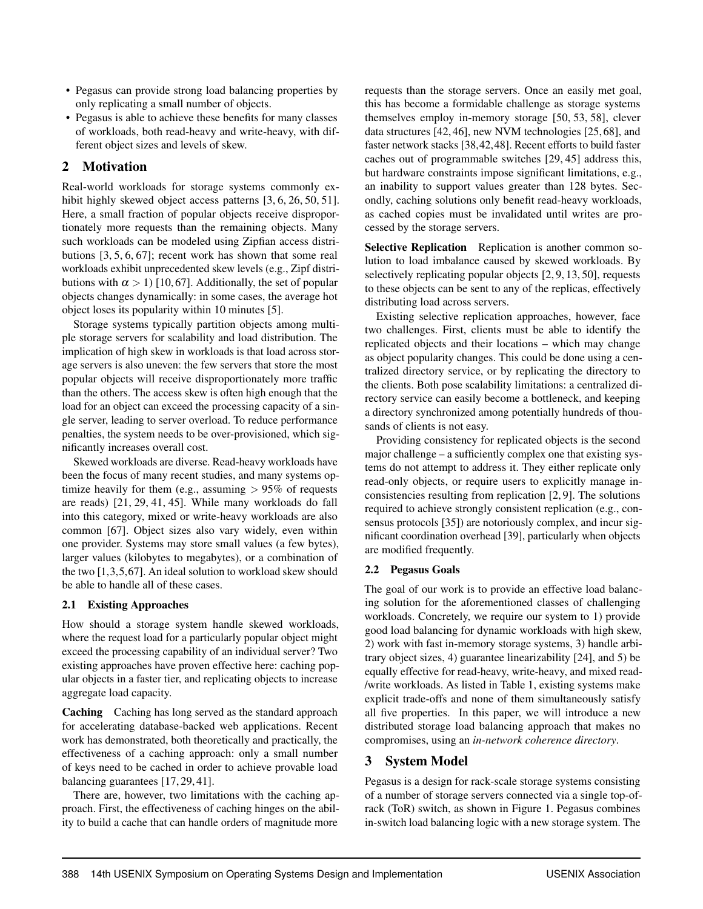- Pegasus can provide strong load balancing properties by only replicating a small number of objects.
- Pegasus is able to achieve these benefits for many classes of workloads, both read-heavy and write-heavy, with different object sizes and levels of skew.

## 2 Motivation

Real-world workloads for storage systems commonly exhibit highly skewed object access patterns [3, 6, 26, 50, 51]. Here, a small fraction of popular objects receive disproportionately more requests than the remaining objects. Many such workloads can be modeled using Zipfian access distributions [3, 5, 6, 67]; recent work has shown that some real workloads exhibit unprecedented skew levels (e.g., Zipf distributions with $\alpha > 1$) [10, 67]. Additionally, the set of popular objects changes dynamically: in some cases, the average hot object loses its popularity within 10 minutes [5].

Storage systems typically partition objects among multiple storage servers for scalability and load distribution. The implication of high skew in workloads is that load across storage servers is also uneven: the few servers that store the most popular objects will receive disproportionately more traffic than the others. The access skew is often high enough that the load for an object can exceed the processing capacity of a single server, leading to server overload. To reduce performance penalties, the system needs to be over-provisioned, which significantly increases overall cost.

Skewed workloads are diverse. Read-heavy workloads have been the focus of many recent studies, and many systems optimize heavily for them (e.g., assuming $> 95\%$ of requests are reads) [21, 29, 41, 45]. While many workloads do fall into this category, mixed or write-heavy workloads are also common [67]. Object sizes also vary widely, even within one provider. Systems may store small values (a few bytes), larger values (kilobytes to megabytes), or a combination of the two [1,3,5,67]. An ideal solution to workload skew should be able to handle all of these cases.

### 2.1 Existing Approaches

How should a storage system handle skewed workloads, where the request load for a particularly popular object might exceed the processing capability of an individual server? Two existing approaches have proven effective here: caching popular objects in a faster tier, and replicating objects to increase aggregate load capacity.

**Caching** Caching has long served as the standard approach for accelerating database-backed web applications. Recent work has demonstrated, both theoretically and practically, the effectiveness of a caching approach: only a small number of keys need to be cached in order to achieve provable load balancing guarantees [17, 29, 41].

There are, however, two limitations with the caching approach. First, the effectiveness of caching hinges on the ability to build a cache that can handle orders of magnitude more requests than the storage servers. Once an easily met goal, this has become a formidable challenge as storage systems themselves employ in-memory storage [50, 53, 58], clever data structures [42, 46], new NVM technologies [25, 68], and faster network stacks [38, 42, 48]. Recent efforts to build faster caches out of programmable switches [29, 45] address this, but hardware constraints impose significant limitations, e.g., an inability to support values greater than 128 bytes. Secondly, caching solutions only benefit read-heavy workloads, as cached copies must be invalidated until writes are processed by the storage servers.

**Selective Replication** Replication is another common solution to load imbalance caused by skewed workloads. By selectively replicating popular objects [2, 9, 13, 50], requests to these objects can be sent to any of the replicas, effectively distributing load across servers.

Existing selective replication approaches, however, face two challenges. First, clients must be able to identify the replicated objects and their locations – which may change as object popularity changes. This could be done using a centralized directory service, or by replicating the directory to the clients. Both pose scalability limitations: a centralized directory service can easily become a bottleneck, and keeping a directory synchronized among potentially hundreds of thousands of clients is not easy.

Providing consistency for replicated objects is the second major challenge – a sufficiently complex one that existing systems do not attempt to address it. They either replicate only read-only objects, or require users to explicitly manage inconsistencies resulting from replication [2, 9]. The solutions required to achieve strongly consistent replication (e.g., consensus protocols [35]) are notoriously complex, and incur significant coordination overhead [39], particularly when objects are modified frequently.

### 2.2 Pegasus Goals

The goal of our work is to provide an effective load balancing solution for the aforementioned classes of challenging workloads. Concretely, we require our system to 1) provide good load balancing for dynamic workloads with high skew, 2) work with fast in-memory storage systems, 3) handle arbitrary object sizes, 4) guarantee linearizability [24], and 5) be equally effective for read-heavy, write-heavy, and mixed read-/write workloads. As listed in Table 1, existing systems make explicit trade-offs and none of them simultaneously satisfy all five properties. In this paper, we will introduce a new distributed storage load balancing approach that makes no compromises, using an *in-network coherence directory*.

## 3 System Model

Pegasus is a design for rack-scale storage systems consisting of a number of storage servers connected via a single top-of-rack (ToR) switch, as shown in Figure 1. Pegasus combines in-switch load balancing logic with a new storage system. The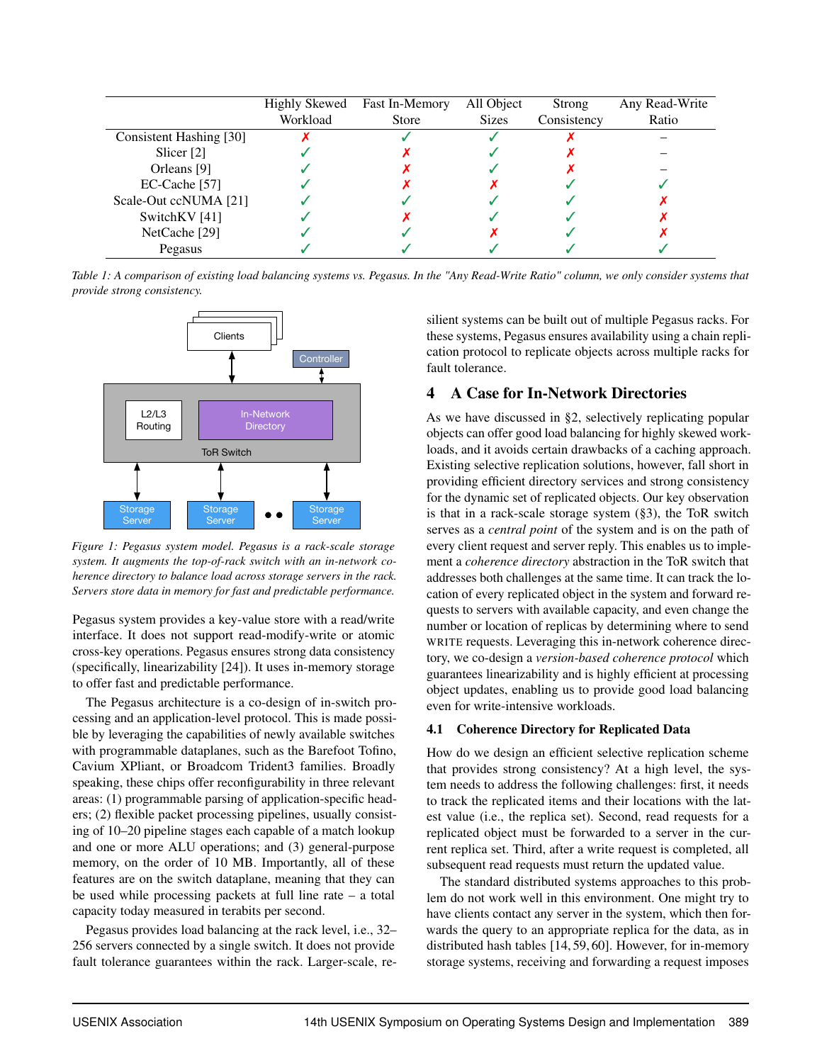| | Highly Skewed Workload | Fast In-Memory Store | All Object Sizes | Strong Consistency | Any Read-Write Ratio |
|---|---|---|---|---|---|
| Consistent Hashing [30] | ✗ | ✓ | ✓ | ✗ | – |
| Slicer [2] | ✓ | ✗ | ✓ | ✗ | – |
| Orleans [9] | ✓ | ✗ | ✓ | ✗ | – |
| EC-Cache [57] | ✓ | ✗ | ✗ | ✓ | ✓ |
| Scale-Out ccNUMA [21] | ✓ | ✓ | ✓ | ✓ | ✗ |
| SwitchKV [41] | ✓ | ✗ | ✓ | ✓ | ✗ |
| NetCache [29] | ✓ | ✓ | ✗ | ✓ | ✗ |
| Pegasus | ✓ | ✓ | ✓ | ✓ | ✓ |

*Table 1: A comparison of existing load balancing systems vs. Pegasus. In the "Any Read-Write Ratio" column, we only consider systems that provide strong consistency.*

*Figure 1: Pegasus system model. Pegasus is a rack-scale storage system. It augments the top-of-rack switch with an in-network coherence directory to balance load across storage servers in the rack. Servers store data in memory for fast and predictable performance.*

Pegasus system provides a key-value store with a read/write interface. It does not support read-modify-write or atomic cross-key operations. Pegasus ensures strong data consistency (specifically, linearizability [24]). It uses in-memory storage to offer fast and predictable performance.

The Pegasus architecture is a co-design of in-switch processing and an application-level protocol. This is made possible by leveraging the capabilities of newly available switches with programmable dataplanes, such as the Barefoot Tofino, Cavium XPliant, or Broadcom Trident3 families. Broadly speaking, these chips offer reconfigurability in three relevant areas: (1) programmable parsing of application-specific headers; (2) flexible packet processing pipelines, usually consisting of 10–20 pipeline stages each capable of a match lookup and one or more ALU operations; and (3) general-purpose memory, on the order of 10 MB. Importantly, all of these features are on the switch dataplane, meaning that they can be used while processing packets at full line rate – a total capacity today measured in terabits per second.

Pegasus provides load balancing at the rack level, i.e., 32–256 servers connected by a single switch. It does not provide fault tolerance guarantees within the rack. Larger-scale, resilient systems can be built out of multiple Pegasus racks. For these systems, Pegasus ensures availability using a chain replication protocol to replicate objects across multiple racks for fault tolerance.

## 4 A Case for In-Network Directories

As we have discussed in §2, selectively replicating popular objects can offer good load balancing for highly skewed workloads, and it avoids certain drawbacks of a caching approach. Existing selective replication solutions, however, fall short in providing efficient directory services and strong consistency for the dynamic set of replicated objects. Our key observation is that in a rack-scale storage system (§3), the ToR switch serves as a *central point* of the system and is on the path of every client request and server reply. This enables us to implement a *coherence directory* abstraction in the ToR switch that addresses both challenges at the same time. It can track the location of every replicated object in the system and forward requests to servers with available capacity, and even change the number or location of replicas by determining where to send WRITE requests. Leveraging this in-network coherence directory, we co-design a *version-based coherence protocol* which guarantees linearizability and is highly efficient at processing object updates, enabling us to provide good load balancing even for write-intensive workloads.

### 4.1 Coherence Directory for Replicated Data

How do we design an efficient selective replication scheme that provides strong consistency? At a high level, the system needs to address the following challenges: first, it needs to track the replicated items and their locations with the latest value (i.e., the replica set). Second, read requests for a replicated object must be forwarded to a server in the current replica set. Third, after a write request is completed, all subsequent read requests must return the updated value.

The standard distributed systems approaches to this problem do not work well in this environment. One might try to have clients contact any server in the system, which then forwards the query to an appropriate replica for the data, as in distributed hash tables [14, 59, 60]. However, for in-memory storage systems, receiving and forwarding a request imposes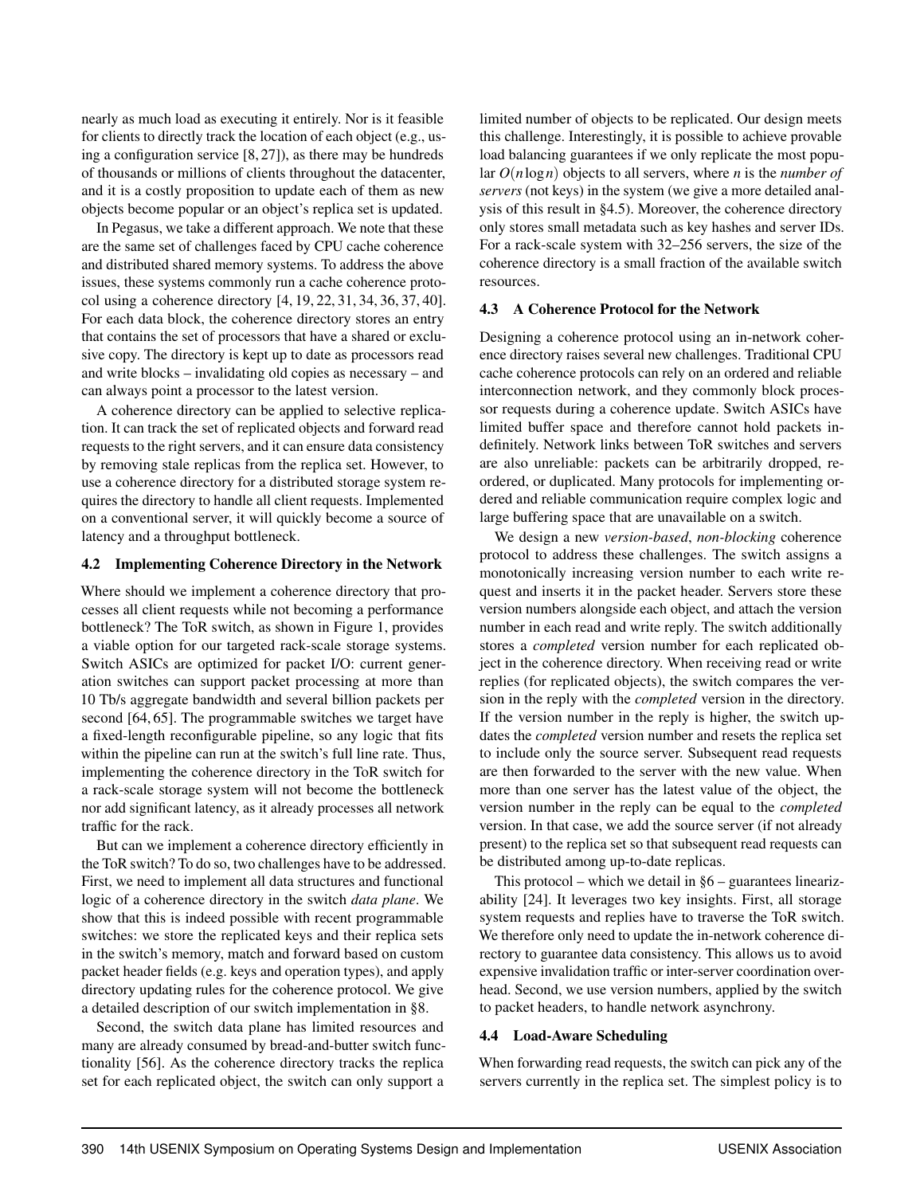nearly as much load as executing it entirely. Nor is it feasible for clients to directly track the location of each object (e.g., using a configuration service [8, 27]), as there may be hundreds of thousands or millions of clients throughout the datacenter, and it is a costly proposition to update each of them as new objects become popular or an object's replica set is updated.

In Pegasus, we take a different approach. We note that these are the same set of challenges faced by CPU cache coherence and distributed shared memory systems. To address the above issues, these systems commonly run a cache coherence protocol using a coherence directory [4, 19, 22, 31, 34, 36, 37, 40]. For each data block, the coherence directory stores an entry that contains the set of processors that have a shared or exclusive copy. The directory is kept up to date as processors read and write blocks – invalidating old copies as necessary – and can always point a processor to the latest version.

A coherence directory can be applied to selective replication. It can track the set of replicated objects and forward read requests to the right servers, and it can ensure data consistency by removing stale replicas from the replica set. However, to use a coherence directory for a distributed storage system requires the directory to handle all client requests. Implemented on a conventional server, it will quickly become a source of latency and a throughput bottleneck.

### 4.2 Implementing Coherence Directory in the Network

Where should we implement a coherence directory that processes all client requests while not becoming a performance bottleneck? The ToR switch, as shown in Figure 1, provides a viable option for our targeted rack-scale storage systems. Switch ASICs are optimized for packet I/O: current generation switches can support packet processing at more than 10 Tb/s aggregate bandwidth and several billion packets per second [64, 65]. The programmable switches we target have a fixed-length reconfigurable pipeline, so any logic that fits within the pipeline can run at the switch's full line rate. Thus, implementing the coherence directory in the ToR switch for a rack-scale storage system will not become the bottleneck nor add significant latency, as it already processes all network traffic for the rack.

But can we implement a coherence directory efficiently in the ToR switch? To do so, two challenges have to be addressed. First, we need to implement all data structures and functional logic of a coherence directory in the switch *data plane*. We show that this is indeed possible with recent programmable switches: we store the replicated keys and their replica sets in the switch's memory, match and forward based on custom packet header fields (e.g. keys and operation types), and apply directory updating rules for the coherence protocol. We give a detailed description of our switch implementation in §8.

Second, the switch data plane has limited resources and many are already consumed by bread-and-butter switch functionality [56]. As the coherence directory tracks the replica set for each replicated object, the switch can only support a limited number of objects to be replicated. Our design meets this challenge. Interestingly, it is possible to achieve provable load balancing guarantees if we only replicate the most popular $O(n \log n)$ objects to all servers, where $n$ is the *number of servers* (not keys) in the system (we give a more detailed analysis of this result in §4.5). Moreover, the coherence directory only stores small metadata such as key hashes and server IDs. For a rack-scale system with 32–256 servers, the size of the coherence directory is a small fraction of the available switch resources.

### 4.3 A Coherence Protocol for the Network

Designing a coherence protocol using an in-network coherence directory raises several new challenges. Traditional CPU cache coherence protocols can rely on an ordered and reliable interconnection network, and they commonly block processor requests during a coherence update. Switch ASICs have limited buffer space and therefore cannot hold packets indefinitely. Network links between ToR switches and servers are also unreliable: packets can be arbitrarily dropped, reordered, or duplicated. Many protocols for implementing ordered and reliable communication require complex logic and large buffering space that are unavailable on a switch.

We design a new *version-based*, *non-blocking* coherence protocol to address these challenges. The switch assigns a monotonically increasing version number to each write request and inserts it in the packet header. Servers store these version numbers alongside each object, and attach the version number in each read and write reply. The switch additionally stores a *completed* version number for each replicated object in the coherence directory. When receiving read or write replies (for replicated objects), the switch compares the version in the reply with the *completed* version in the directory. If the version number in the reply is higher, the switch updates the *completed* version number and resets the replica set to include only the source server. Subsequent read requests are then forwarded to the server with the new value. When more than one server has the latest value of the object, the version number in the reply can be equal to the *completed* version. In that case, we add the source server (if not already present) to the replica set so that subsequent read requests can be distributed among up-to-date replicas.

This protocol – which we detail in §6 – guarantees linearizability [24]. It leverages two key insights. First, all storage system requests and replies have to traverse the ToR switch. We therefore only need to update the in-network coherence directory to guarantee data consistency. This allows us to avoid expensive invalidation traffic or inter-server coordination overhead. Second, we use version numbers, applied by the switch to packet headers, to handle network asynchrony.

### 4.4 Load-Aware Scheduling

When forwarding read requests, the switch can pick any of the servers currently in the replica set. The simplest policy is to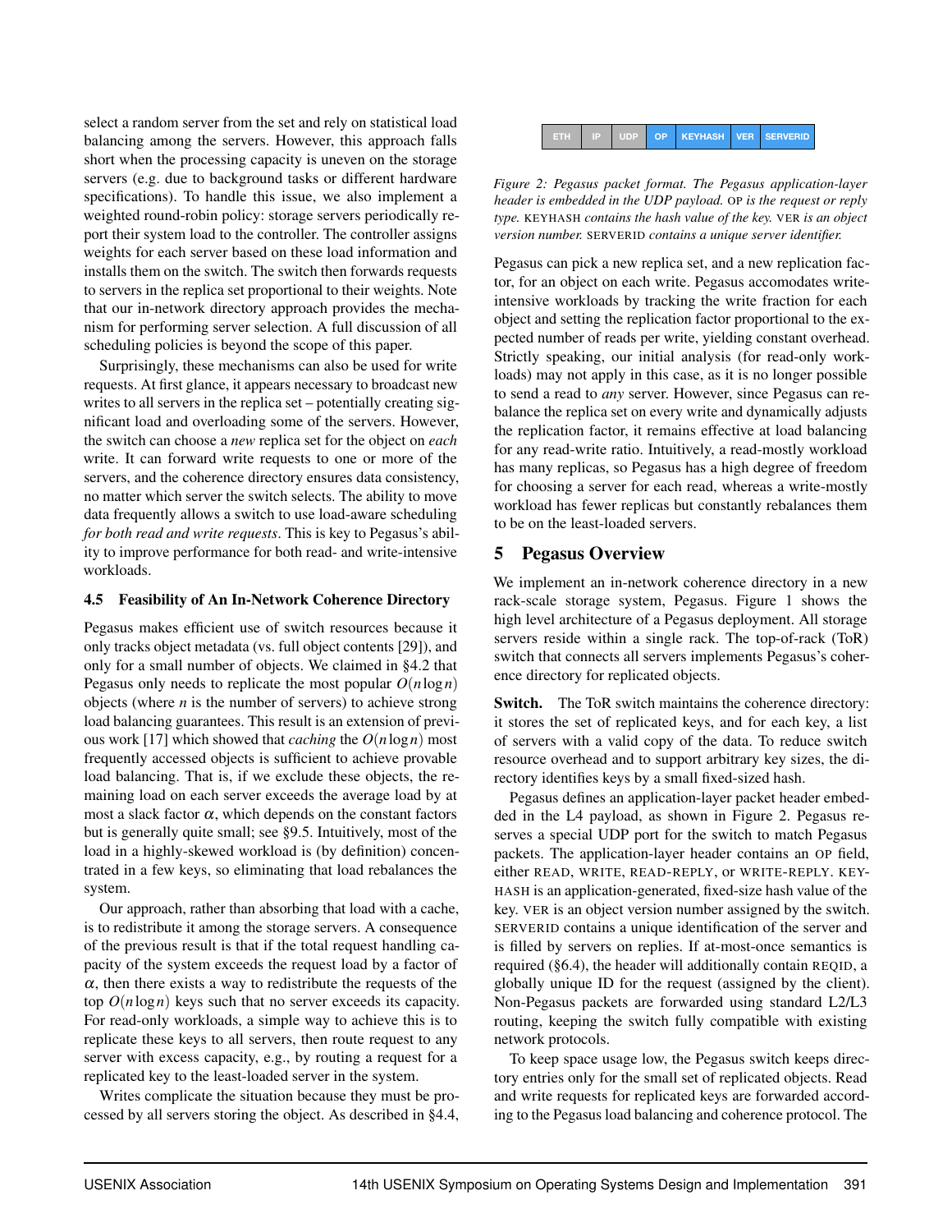select a random server from the set and rely on statistical load balancing among the servers. However, this approach falls short when the processing capacity is uneven on the storage servers (e.g. due to background tasks or different hardware specifications). To handle this issue, we also implement a weighted round-robin policy: storage servers periodically report their system load to the controller. The controller assigns weights for each server based on these load information and installs them on the switch. The switch then forwards requests to servers in the replica set proportional to their weights. Note that our in-network directory approach provides the mechanism for performing server selection. A full discussion of all scheduling policies is beyond the scope of this paper.

Surprisingly, these mechanisms can also be used for write requests. At first glance, it appears necessary to broadcast new writes to all servers in the replica set – potentially creating significant load and overloading some of the servers. However, the switch can choose a *new* replica set for the object on *each* write. It can forward write requests to one or more of the servers, and the coherence directory ensures data consistency, no matter which server the switch selects. The ability to move data frequently allows a switch to use load-aware scheduling *for both read and write requests*. This is key to Pegasus's ability to improve performance for both read- and write-intensive workloads.

### 4.5 Feasibility of An In-Network Coherence Directory

Pegasus makes efficient use of switch resources because it only tracks object metadata (vs. full object contents [29]), and only for a small number of objects. We claimed in §4.2 that Pegasus only needs to replicate the most popular $O(n \log n)$ objects (where $n$ is the number of servers) to achieve strong load balancing guarantees. This result is an extension of previous work [17] which showed that *caching* the $O(n \log n)$ most frequently accessed objects is sufficient to achieve provable load balancing. That is, if we exclude these objects, the remaining load on each server exceeds the average load by at most a slack factor $\alpha$, which depends on the constant factors but is generally quite small; see §9.5. Intuitively, most of the load in a highly-skewed workload is (by definition) concentrated in a few keys, so eliminating that load rebalances the system.

Our approach, rather than absorbing that load with a cache, is to redistribute it among the storage servers. A consequence of the previous result is that if the total request handling capacity of the system exceeds the request load by a factor of $\alpha$, then there exists a way to redistribute the requests of the top $O(n \log n)$ keys such that no server exceeds its capacity. For read-only workloads, a simple way to achieve this is to replicate these keys to all servers, then route request to any server with excess capacity, e.g., by routing a request for a replicated key to the least-loaded server in the system.

Writes complicate the situation because they must be processed by all servers storing the object. As described in §4.4, Pegasus can pick a new replica set, and a new replication factor, for an object on each write. Pegasus accomodates write-intensive workloads by tracking the write fraction for each object and setting the replication factor proportional to the expected number of reads per write, yielding constant overhead. Strictly speaking, our initial analysis (for read-only workloads) may not apply in this case, as it is no longer possible to send a read to *any* server. However, since Pegasus can rebalance the replica set on every write and dynamically adjusts the replication factor, it remains effective at load balancing for any read-write ratio. Intuitively, a read-mostly workload has many replicas, so Pegasus has a high degree of freedom for choosing a server for each read, whereas a write-mostly workload has fewer replicas but constantly rebalances them to be on the least-loaded servers.

| ETH | IP | UDP | OP | KEYHASH | VER | SERVERID |
|---|---|---|---|---|---|---|

*Figure 2: Pegasus packet format. The Pegasus application-layer header is embedded in the UDP payload.* OP *is the request or reply type.* KEYHASH *contains the hash value of the key.* VER *is an object version number.* SERVERID *contains a unique server identifier.*

## 5 Pegasus Overview

We implement an in-network coherence directory in a new rack-scale storage system, Pegasus. Figure 1 shows the high level architecture of a Pegasus deployment. All storage servers reside within a single rack. The top-of-rack (ToR) switch that connects all servers implements Pegasus's coherence directory for replicated objects.

**Switch.** The ToR switch maintains the coherence directory: it stores the set of replicated keys, and for each key, a list of servers with a valid copy of the data. To reduce switch resource overhead and to support arbitrary key sizes, the directory identifies keys by a small fixed-sized hash.

Pegasus defines an application-layer packet header embedded in the L4 payload, as shown in Figure 2. Pegasus reserves a special UDP port for the switch to match Pegasus packets. The application-layer header contains an OP field, either READ, WRITE, READ-REPLY, or WRITE-REPLY. KEYHASH is an application-generated, fixed-size hash value of the key. VER is an object version number assigned by the switch. SERVERID contains a unique identification of the server and is filled by servers on replies. If at-most-once semantics is required (§6.4), the header will additionally contain REQID, a globally unique ID for the request (assigned by the client). Non-Pegasus packets are forwarded using standard L2/L3 routing, keeping the switch fully compatible with existing network protocols.

To keep space usage low, the Pegasus switch keeps directory entries only for the small set of replicated objects. Read and write requests for replicated keys are forwarded according to the Pegasus load balancing and coherence protocol. The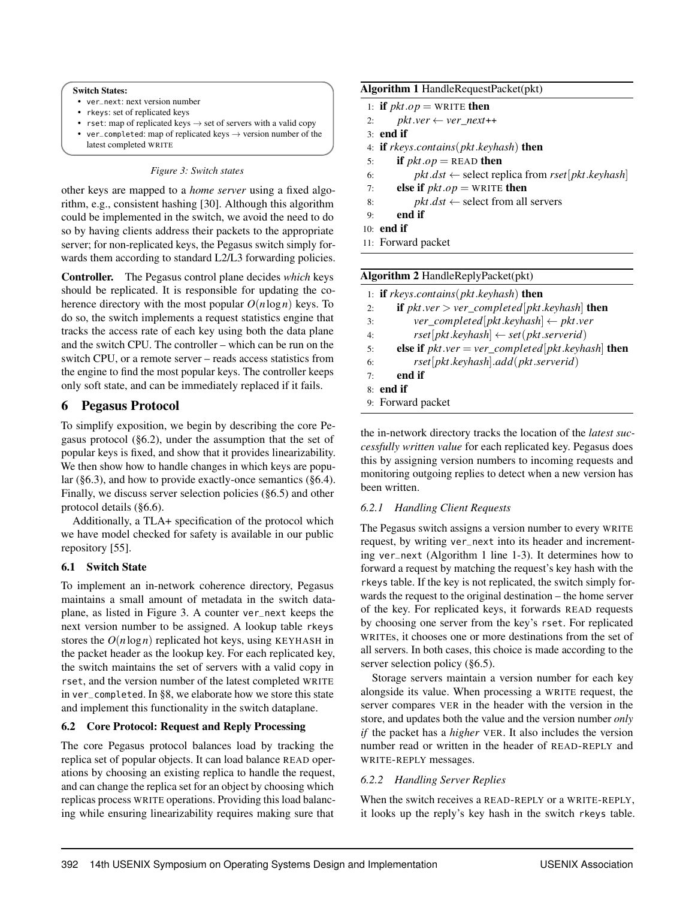**Switch States:**

- `ver_next`: next version number
- `rkeys`: set of replicated keys
- `rset`: map of replicated keys → set of servers with a valid copy
- `ver_completed`: map of replicated keys → version number of the latest completed WRITE

*Figure 3: Switch states*

other keys are mapped to a *home server* using a fixed algorithm, e.g., consistent hashing [30]. Although this algorithm could be implemented in the switch, we avoid the need to do so by having clients address their packets to the appropriate server; for non-replicated keys, the Pegasus switch simply forwards them according to standard L2/L3 forwarding policies.

**Controller.** The Pegasus control plane decides *which* keys should be replicated. It is responsible for updating the coherence directory with the most popular $O(n \log n)$ keys. To do so, the switch implements a request statistics engine that tracks the access rate of each key using both the data plane and the switch CPU. The controller – which can be run on the switch CPU, or a remote server – reads access statistics from the engine to find the most popular keys. The controller keeps only soft state, and can be immediately replaced if it fails.

## 6 Pegasus Protocol

To simplify exposition, we begin by describing the core Pegasus protocol (§6.2), under the assumption that the set of popular keys is fixed, and show that it provides linearizability. We then show how to handle changes in which keys are popular (§6.3), and how to provide exactly-once semantics (§6.4). Finally, we discuss server selection policies (§6.5) and other protocol details (§6.6).

Additionally, a TLA+ specification of the protocol which we have model checked for safety is available in our public repository [55].

### 6.1 Switch State

To implement an in-network coherence directory, Pegasus maintains a small amount of metadata in the switch dataplane, as listed in Figure 3. A counter `ver_next` keeps the next version number to be assigned. A lookup table `rkeys` stores the $O(n \log n)$ replicated hot keys, using KEYHASH in the packet header as the lookup key. For each replicated key, the switch maintains the set of servers with a valid copy in `rset`, and the version number of the latest completed WRITE in `ver_completed`. In §8, we elaborate how we store this state and implement this functionality in the switch dataplane.

### 6.2 Core Protocol: Request and Reply Processing

The core Pegasus protocol balances load by tracking the replica set of popular objects. It can load balance READ operations by choosing an existing replica to handle the request, and can change the replica set for an object by choosing which replicas process WRITE operations. Providing this load balancing while ensuring linearizability requires making sure that the in-network directory tracks the location of the *latest successfully written value* for each replicated key. Pegasus does this by assigning version numbers to incoming requests and monitoring outgoing replies to detect when a new version has been written.

**Algorithm 1** HandleRequestPacket(pkt)

```
1: if pkt.op = WRITE then
2:     pkt.ver ← ver_next++
3: end if
4: if rkeys.contains(pkt.keyhash) then
5:     if pkt.op = READ then
6:         pkt.dst ← select replica from rset[pkt.keyhash]
7:     else if pkt.op = WRITE then
8:         pkt.dst ← select from all servers
9:     end if
10: end if
11: Forward packet
```

**Algorithm 2** HandleReplyPacket(pkt)

```
1: if rkeys.contains(pkt.keyhash) then
2:     if pkt.ver > ver_completed[pkt.keyhash] then
3:         ver_completed[pkt.keyhash] ← pkt.ver
4:         rset[pkt.keyhash] ← set(pkt.serverid)
5:     else if pkt.ver = ver_completed[pkt.keyhash] then
6:         rset[pkt.keyhash].add(pkt.serverid)
7:     end if
8: end if
9: Forward packet
```

#### 6.2.1 Handling Client Requests

The Pegasus switch assigns a version number to every WRITE request, by writing `ver_next` into its header and incrementing `ver_next` (Algorithm 1 line 1-3). It determines how to forward a request by matching the request's key hash with the `rkeys` table. If the key is not replicated, the switch simply forwards the request to the original destination – the home server of the key. For replicated keys, it forwards READ requests by choosing one server from the key's `rset`. For replicated WRITEs, it chooses one or more destinations from the set of all servers. In both cases, this choice is made according to the server selection policy (§6.5).

Storage servers maintain a version number for each key alongside its value. When processing a WRITE request, the server compares VER in the header with the version in the store, and updates both the value and the version number *only if* the packet has a *higher* VER. It also includes the version number read or written in the header of READ-REPLY and WRITE-REPLY messages.

#### 6.2.2 Handling Server Replies

When the switch receives a READ-REPLY or a WRITE-REPLY, it looks up the reply's key hash in the switch `rkeys` table.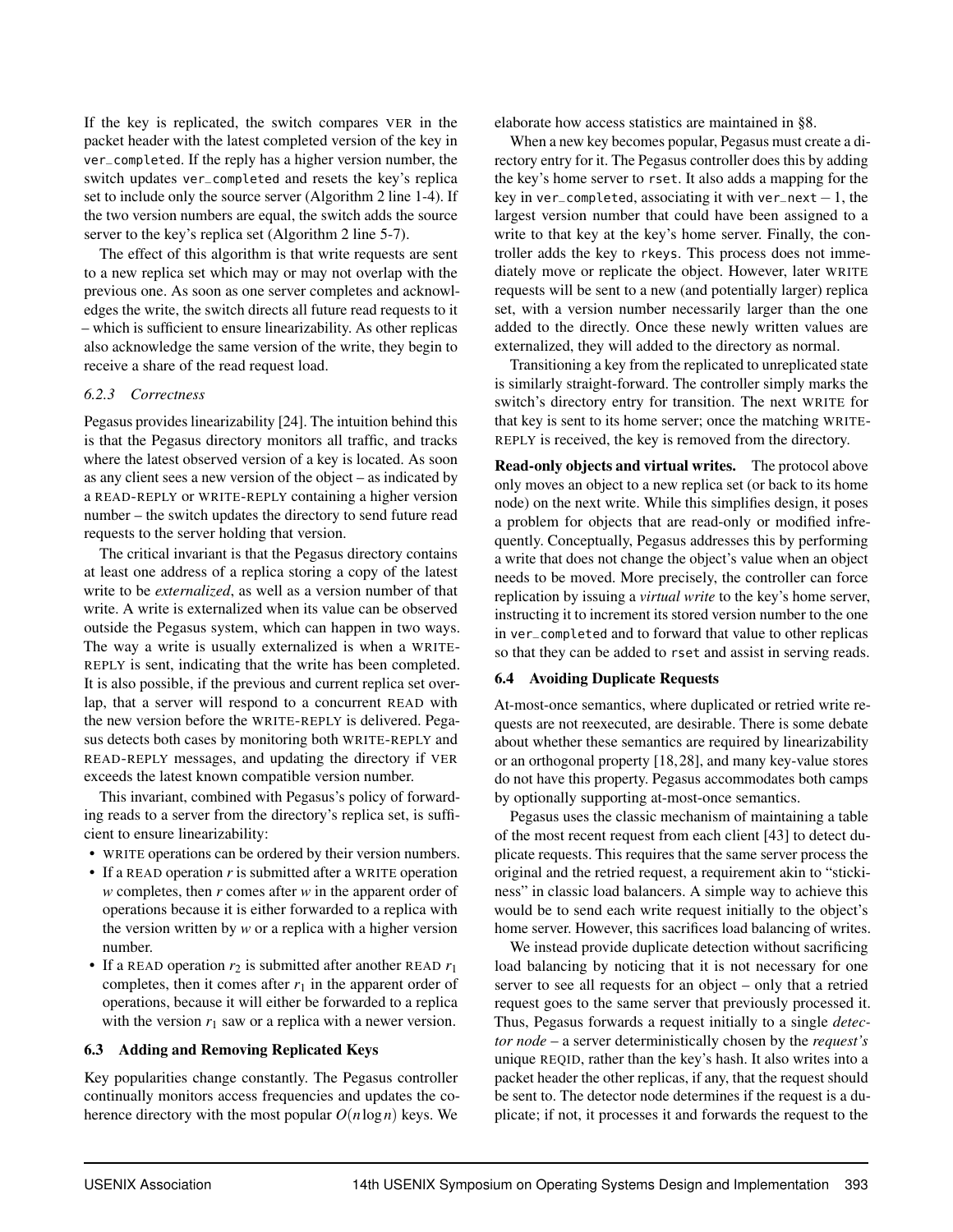If the key is replicated, the switch compares VER in the packet header with the latest completed version of the key in ver_completed. If the reply has a higher version number, the switch updates ver_completed and resets the key's replica set to include only the source server (Algorithm 2 line 1-4). If the two version numbers are equal, the switch adds the source server to the key's replica set (Algorithm 2 line 5-7).

The effect of this algorithm is that write requests are sent to a new replica set which may or may not overlap with the previous one. As soon as one server completes and acknowledges the write, the switch directs all future read requests to it – which is sufficient to ensure linearizability. As other replicas also acknowledge the same version of the write, they begin to receive a share of the read request load.

#### 6.2.3 Correctness

Pegasus provides linearizability [24]. The intuition behind this is that the Pegasus directory monitors all traffic, and tracks where the latest observed version of a key is located. As soon as any client sees a new version of the object – as indicated by a READ-REPLY or WRITE-REPLY containing a higher version number – the switch updates the directory to send future read requests to the server holding that version.

The critical invariant is that the Pegasus directory contains at least one address of a replica storing a copy of the latest write to be *externalized*, as well as a version number of that write. A write is externalized when its value can be observed outside the Pegasus system, which can happen in two ways. The way a write is usually externalized is when a WRITE-REPLY is sent, indicating that the write has been completed. It is also possible, if the previous and current replica set overlap, that a server will respond to a concurrent READ with the new version before the WRITE-REPLY is delivered. Pegasus detects both cases by monitoring both WRITE-REPLY and READ-REPLY messages, and updating the directory if VER exceeds the latest known compatible version number.

This invariant, combined with Pegasus's policy of forwarding reads to a server from the directory's replica set, is sufficient to ensure linearizability:

- WRITE operations can be ordered by their version numbers.
- If a READ operation $r$ is submitted after a WRITE operation $w$ completes, then $r$ comes after $w$ in the apparent order of operations because it is either forwarded to a replica with the version written by $w$ or a replica with a higher version number.
- If a READ operation $r_2$ is submitted after another READ $r_1$ completes, then it comes after $r_1$ in the apparent order of operations, because it will either be forwarded to a replica with the version $r_1$ saw or a replica with a newer version.

### 6.3 Adding and Removing Replicated Keys

Key popularities change constantly. The Pegasus controller continually monitors access frequencies and updates the coherence directory with the most popular $O(n \log n)$ keys. We elaborate how access statistics are maintained in §8.

When a new key becomes popular, Pegasus must create a directory entry for it. The Pegasus controller does this by adding the key's home server to rset. It also adds a mapping for the key in ver_completed, associating it with ver_next $-1$, the largest version number that could have been assigned to a write to that key at the key's home server. Finally, the controller adds the key to rkeys. This process does not immediately move or replicate the object. However, later WRITE requests will be sent to a new (and potentially larger) replica set, with a version number necessarily larger than the one added to the directly. Once these newly written values are externalized, they will added to the directory as normal.

Transitioning a key from the replicated to unreplicated state is similarly straight-forward. The controller simply marks the switch's directory entry for transition. The next WRITE for that key is sent to its home server; once the matching WRITE-REPLY is received, the key is removed from the directory.

**Read-only objects and virtual writes.** The protocol above only moves an object to a new replica set (or back to its home node) on the next write. While this simplifies design, it poses a problem for objects that are read-only or modified infrequently. Conceptually, Pegasus addresses this by performing a write that does not change the object's value when an object needs to be moved. More precisely, the controller can force replication by issuing a *virtual write* to the key's home server, instructing it to increment its stored version number to the one in ver_completed and to forward that value to other replicas so that they can be added to rset and assist in serving reads.

### 6.4 Avoiding Duplicate Requests

At-most-once semantics, where duplicated or retried write requests are not reexecuted, are desirable. There is some debate about whether these semantics are required by linearizability or an orthogonal property [18, 28], and many key-value stores do not have this property. Pegasus accommodates both camps by optionally supporting at-most-once semantics.

Pegasus uses the classic mechanism of maintaining a table of the most recent request from each client [43] to detect duplicate requests. This requires that the same server process the original and the retried request, a requirement akin to "stickiness" in classic load balancers. A simple way to achieve this would be to send each write request initially to the object's home server. However, this sacrifices load balancing of writes.

We instead provide duplicate detection without sacrificing load balancing by noticing that it is not necessary for one server to see all requests for an object – only that a retried request goes to the same server that previously processed it. Thus, Pegasus forwards a request initially to a single *detector node* – a server deterministically chosen by the *request's* unique REQID, rather than the key's hash. It also writes into a packet header the other replicas, if any, that the request should be sent to. The detector node determines if the request is a duplicate; if not, it processes it and forwards the request to the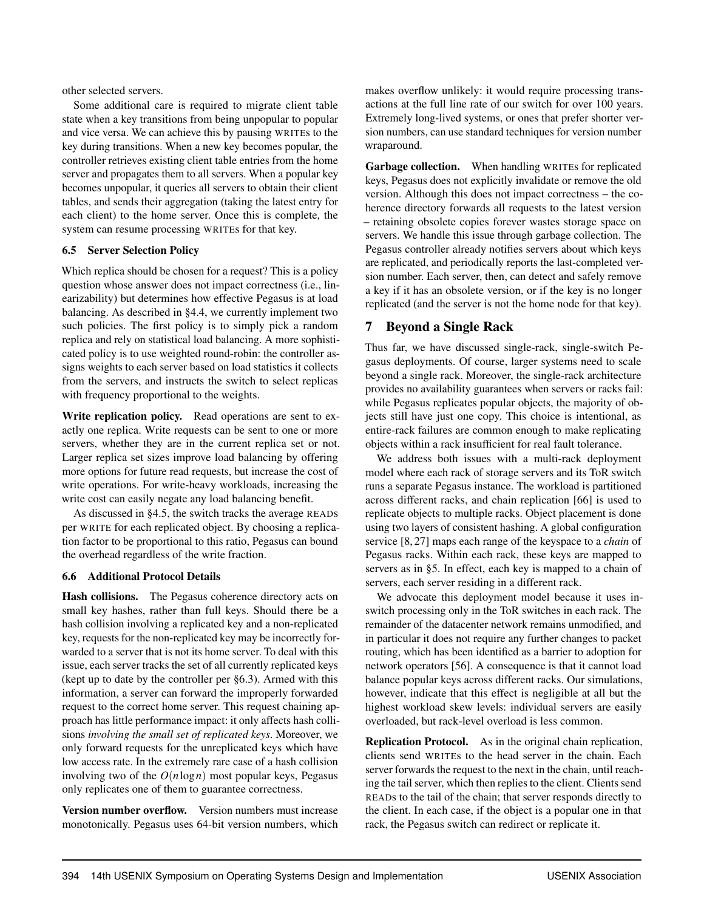other selected servers.

Some additional care is required to migrate client table state when a key transitions from being unpopular to popular and vice versa. We can achieve this by pausing WRITEs to the key during transitions. When a new key becomes popular, the controller retrieves existing client table entries from the home server and propagates them to all servers. When a popular key becomes unpopular, it queries all servers to obtain their client tables, and sends their aggregation (taking the latest entry for each client) to the home server. Once this is complete, the system can resume processing WRITEs for that key.

### 6.5 Server Selection Policy

Which replica should be chosen for a request? This is a policy question whose answer does not impact correctness (i.e., linearizability) but determines how effective Pegasus is at load balancing. As described in §4.4, we currently implement two such policies. The first policy is to simply pick a random replica and rely on statistical load balancing. A more sophisticated policy is to use weighted round-robin: the controller assigns weights to each server based on load statistics it collects from the servers, and instructs the switch to select replicas with frequency proportional to the weights.

**Write replication policy.** Read operations are sent to exactly one replica. Write requests can be sent to one or more servers, whether they are in the current replica set or not. Larger replica set sizes improve load balancing by offering more options for future read requests, but increase the cost of write operations. For write-heavy workloads, increasing the write cost can easily negate any load balancing benefit.

As discussed in §4.5, the switch tracks the average READs per WRITE for each replicated object. By choosing a replication factor to be proportional to this ratio, Pegasus can bound the overhead regardless of the write fraction.

### 6.6 Additional Protocol Details

**Hash collisions.** The Pegasus coherence directory acts on small key hashes, rather than full keys. Should there be a hash collision involving a replicated key and a non-replicated key, requests for the non-replicated key may be incorrectly forwarded to a server that is not its home server. To deal with this issue, each server tracks the set of all currently replicated keys (kept up to date by the controller per §6.3). Armed with this information, a server can forward the improperly forwarded request to the correct home server. This request chaining approach has little performance impact: it only affects hash collisions *involving the small set of replicated keys*. Moreover, we only forward requests for the unreplicated keys which have low access rate. In the extremely rare case of a hash collision involving two of the $O(n \log n)$ most popular keys, Pegasus only replicates one of them to guarantee correctness.

**Version number overflow.** Version numbers must increase monotonically. Pegasus uses 64-bit version numbers, which makes overflow unlikely: it would require processing transactions at the full line rate of our switch for over 100 years. Extremely long-lived systems, or ones that prefer shorter version numbers, can use standard techniques for version number wraparound.

**Garbage collection.** When handling WRITEs for replicated keys, Pegasus does not explicitly invalidate or remove the old version. Although this does not impact correctness – the coherence directory forwards all requests to the latest version – retaining obsolete copies forever wastes storage space on servers. We handle this issue through garbage collection. The Pegasus controller already notifies servers about which keys are replicated, and periodically reports the last-completed version number. Each server, then, can detect and safely remove a key if it has an obsolete version, or if the key is no longer replicated (and the server is not the home node for that key).

## 7 Beyond a Single Rack

Thus far, we have discussed single-rack, single-switch Pegasus deployments. Of course, larger systems need to scale beyond a single rack. Moreover, the single-rack architecture provides no availability guarantees when servers or racks fail: while Pegasus replicates popular objects, the majority of objects still have just one copy. This choice is intentional, as entire-rack failures are common enough to make replicating objects within a rack insufficient for real fault tolerance.

We address both issues with a multi-rack deployment model where each rack of storage servers and its ToR switch runs a separate Pegasus instance. The workload is partitioned across different racks, and chain replication [66] is used to replicate objects to multiple racks. Object placement is done using two layers of consistent hashing. A global configuration service [8, 27] maps each range of the keyspace to a *chain* of Pegasus racks. Within each rack, these keys are mapped to servers as in §5. In effect, each key is mapped to a chain of servers, each server residing in a different rack.

We advocate this deployment model because it uses in-switch processing only in the ToR switches in each rack. The remainder of the datacenter network remains unmodified, and in particular it does not require any further changes to packet routing, which has been identified as a barrier to adoption for network operators [56]. A consequence is that it cannot load balance popular keys across different racks. Our simulations, however, indicate that this effect is negligible at all but the highest workload skew levels: individual servers are easily overloaded, but rack-level overload is less common.

**Replication Protocol.** As in the original chain replication, clients send WRITEs to the head server in the chain. Each server forwards the request to the next in the chain, until reaching the tail server, which then replies to the client. Clients send READs to the tail of the chain; that server responds directly to the client. In each case, if the object is a popular one in that rack, the Pegasus switch can redirect or replicate it.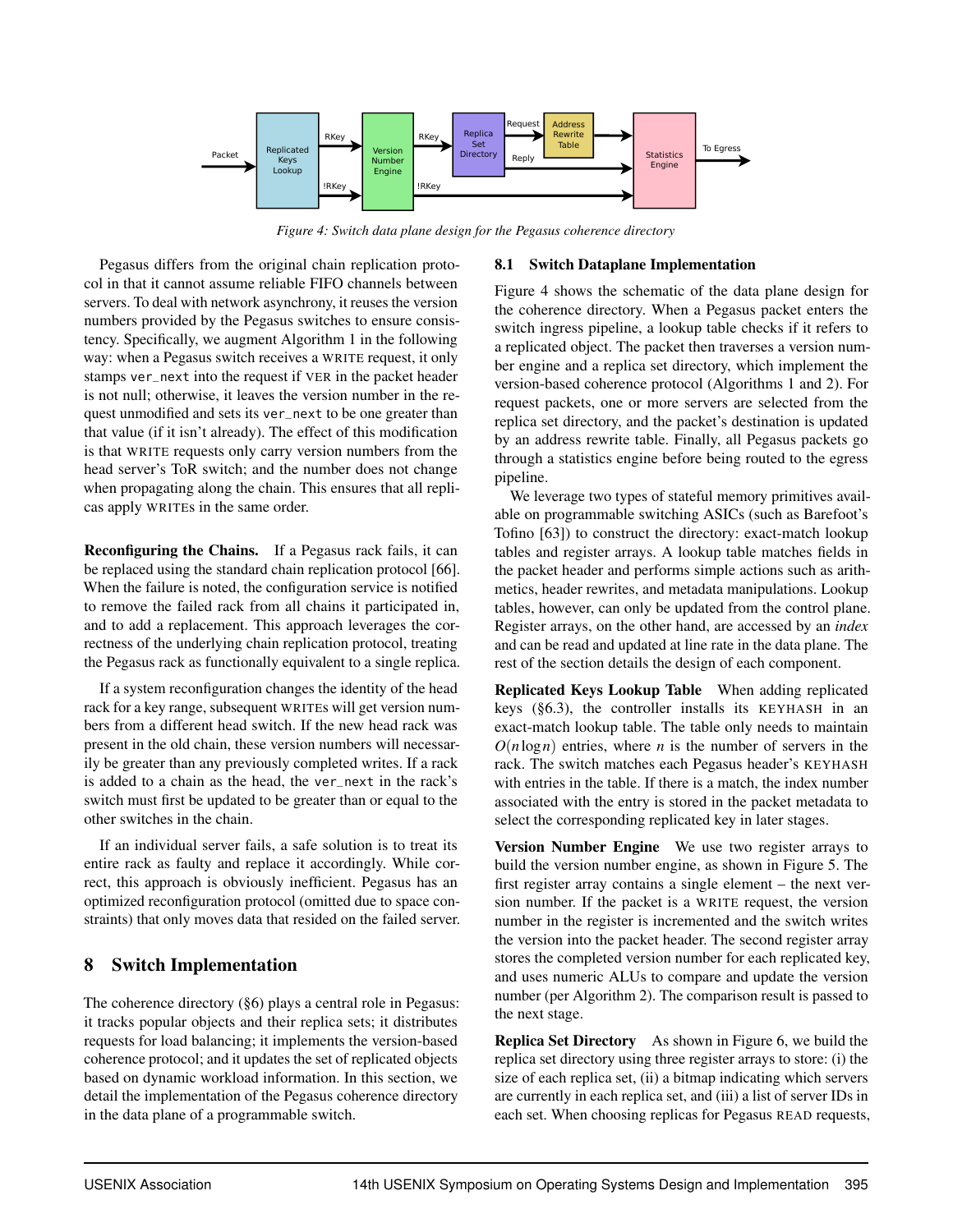Figure 4: Switch data plane design for the Pegasus coherence directory

Pegasus differs from the original chain replication protocol in that it cannot assume reliable FIFO channels between servers. To deal with network asynchrony, it reuses the version numbers provided by the Pegasus switches to ensure consistency. Specifically, we augment Algorithm 1 in the following way: when a Pegasus switch receives a WRITE request, it only stamps ver_next into the request if VER in the packet header is not null; otherwise, it leaves the version number in the request unmodified and sets its ver_next to be one greater than that value (if it isn't already). The effect of this modification is that WRITE requests only carry version numbers from the head server's ToR switch; and the number does not change when propagating along the chain. This ensures that all replicas apply WRITEs in the same order.

**Reconfiguring the Chains.** If a Pegasus rack fails, it can be replaced using the standard chain replication protocol [66]. When the failure is noted, the configuration service is notified to remove the failed rack from all chains it participated in, and to add a replacement. This approach leverages the correctness of the underlying chain replication protocol, treating the Pegasus rack as functionally equivalent to a single replica.

If a system reconfiguration changes the identity of the head rack for a key range, subsequent WRITEs will get version numbers from a different head switch. If the new head rack was present in the old chain, these version numbers will necessarily be greater than any previously completed writes. If a rack is added to a chain as the head, the ver_next in the rack's switch must first be updated to be greater than or equal to the other switches in the chain.

If an individual server fails, a safe solution is to treat its entire rack as faulty and replace it accordingly. While correct, this approach is obviously inefficient. Pegasus has an optimized reconfiguration protocol (omitted due to space constraints) that only moves data that resided on the failed server.

# 8 Switch Implementation

The coherence directory (§6) plays a central role in Pegasus: it tracks popular objects and their replica sets; it distributes requests for load balancing; it implements the version-based coherence protocol; and it updates the set of replicated objects based on dynamic workload information. In this section, we detail the implementation of the Pegasus coherence directory in the data plane of a programmable switch.

## 8.1 Switch Dataplane Implementation

Figure 4 shows the schematic of the data plane design for the coherence directory. When a Pegasus packet enters the switch ingress pipeline, a lookup table checks if it refers to a replicated object. The packet then traverses a version number engine and a replica set directory, which implement the version-based coherence protocol (Algorithms 1 and 2). For request packets, one or more servers are selected from the replica set directory, and the packet's destination is updated by an address rewrite table. Finally, all Pegasus packets go through a statistics engine before being routed to the egress pipeline.

We leverage two types of stateful memory primitives available on programmable switching ASICs (such as Barefoot's Tofino [63]) to construct the directory: exact-match lookup tables and register arrays. A lookup table matches fields in the packet header and performs simple actions such as arithmetics, header rewrites, and metadata manipulations. Lookup tables, however, can only be updated from the control plane. Register arrays, on the other hand, are accessed by an *index* and can be read and updated at line rate in the data plane. The rest of the section details the design of each component.

**Replicated Keys Lookup Table** When adding replicated keys (§6.3), the controller installs its KEYHASH in an exact-match lookup table. The table only needs to maintain $O(n \log n)$ entries, where $n$ is the number of servers in the rack. The switch matches each Pegasus header's KEYHASH with entries in the table. If there is a match, the index number associated with the entry is stored in the packet metadata to select the corresponding replicated key in later stages.

**Version Number Engine** We use two register arrays to build the version number engine, as shown in Figure 5. The first register array contains a single element – the next version number. If the packet is a WRITE request, the version number in the register is incremented and the switch writes the version into the packet header. The second register array stores the completed version number for each replicated key, and uses numeric ALUs to compare and update the version number (per Algorithm 2). The comparison result is passed to the next stage.

**Replica Set Directory** As shown in Figure 6, we build the replica set directory using three register arrays to store: (i) the size of each replica set, (ii) a bitmap indicating which servers are currently in each replica set, and (iii) a list of server IDs in each set. When choosing replicas for Pegasus READ requests,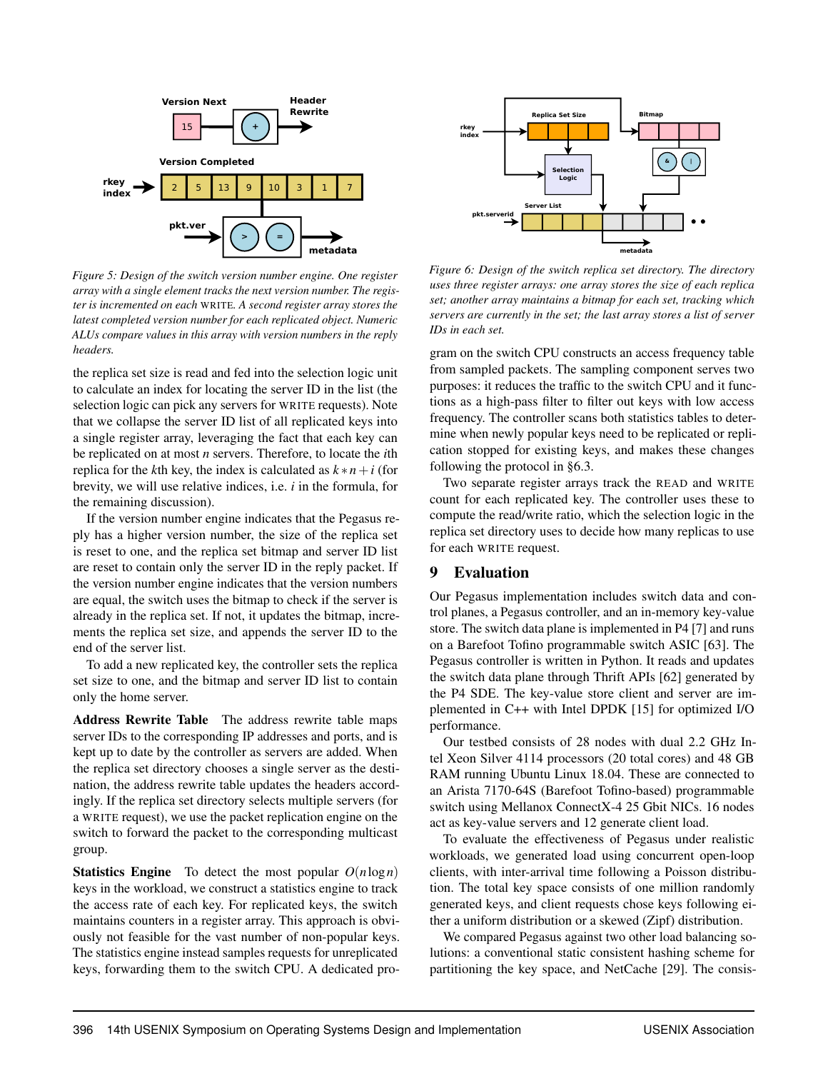*Figure 5: Design of the switch version number engine. One register array with a single element tracks the next version number. The register is incremented on each WRITE. A second register array stores the latest completed version number for each replicated object. Numeric ALUs compare values in this array with version numbers in the reply headers.*

*Figure 6: Design of the switch replica set directory. The directory uses three register arrays: one array stores the size of each replica set; another array maintains a bitmap for each set, tracking which servers are currently in the set; the last array stores a list of server IDs in each set.*

the replica set size is read and fed into the selection logic unit to calculate an index for locating the server ID in the list (the selection logic can pick any servers for WRITE requests). Note that we collapse the server ID list of all replicated keys into a single register array, leveraging the fact that each key can be replicated on at most $n$ servers. Therefore, to locate the $i$th replica for the $k$th key, the index is calculated as $k*n+i$ (for brevity, we will use relative indices, i.e. $i$ in the formula, for the remaining discussion).

If the version number engine indicates that the Pegasus reply has a higher version number, the size of the replica set is reset to one, and the replica set bitmap and server ID list are reset to contain only the server ID in the reply packet. If the version number engine indicates that the version numbers are equal, the switch uses the bitmap to check if the server is already in the replica set. If not, it updates the bitmap, increments the replica set size, and appends the server ID to the end of the server list.

To add a new replicated key, the controller sets the replica set size to one, and the bitmap and server ID list to contain only the home server.

**Address Rewrite Table** The address rewrite table maps server IDs to the corresponding IP addresses and ports, and is kept up to date by the controller as servers are added. When the replica set directory chooses a single server as the destination, the address rewrite table updates the headers accordingly. If the replica set directory selects multiple servers (for a WRITE request), we use the packet replication engine on the switch to forward the packet to the corresponding multicast group.

**Statistics Engine** To detect the most popular $O(n \log n)$ keys in the workload, we construct a statistics engine to track the access rate of each key. For replicated keys, the switch maintains counters in a register array. This approach is obviously not feasible for the vast number of non-popular keys. The statistics engine instead samples requests for unreplicated keys, forwarding them to the switch CPU. A dedicated program on the switch CPU constructs an access frequency table from sampled packets. The sampling component serves two purposes: it reduces the traffic to the switch CPU and it functions as a high-pass filter to filter out keys with low access frequency. The controller scans both statistics tables to determine when newly popular keys need to be replicated or replication stopped for existing keys, and makes these changes following the protocol in §6.3.

Two separate register arrays track the READ and WRITE count for each replicated key. The controller uses these to compute the read/write ratio, which the selection logic in the replica set directory uses to decide how many replicas to use for each WRITE request.

## 9 Evaluation

Our Pegasus implementation includes switch data and control planes, a Pegasus controller, and an in-memory key-value store. The switch data plane is implemented in P4 [7] and runs on a Barefoot Tofino programmable switch ASIC [63]. The Pegasus controller is written in Python. It reads and updates the switch data plane through Thrift APIs [62] generated by the P4 SDE. The key-value store client and server are implemented in C++ with Intel DPDK [15] for optimized I/O performance.

Our testbed consists of 28 nodes with dual 2.2 GHz Intel Xeon Silver 4114 processors (20 total cores) and 48 GB RAM running Ubuntu Linux 18.04. These are connected to an Arista 7170-64S (Barefoot Tofino-based) programmable switch using Mellanox ConnectX-4 25 Gbit NICs. 16 nodes act as key-value servers and 12 generate client load.

To evaluate the effectiveness of Pegasus under realistic workloads, we generated load using concurrent open-loop clients, with inter-arrival time following a Poisson distribution. The total key space consists of one million randomly generated keys, and client requests chose keys following either a uniform distribution or a skewed (Zipf) distribution.

We compared Pegasus against two other load balancing solutions: a conventional static consistent hashing scheme for partitioning the key space, and NetCache [29]. The consis-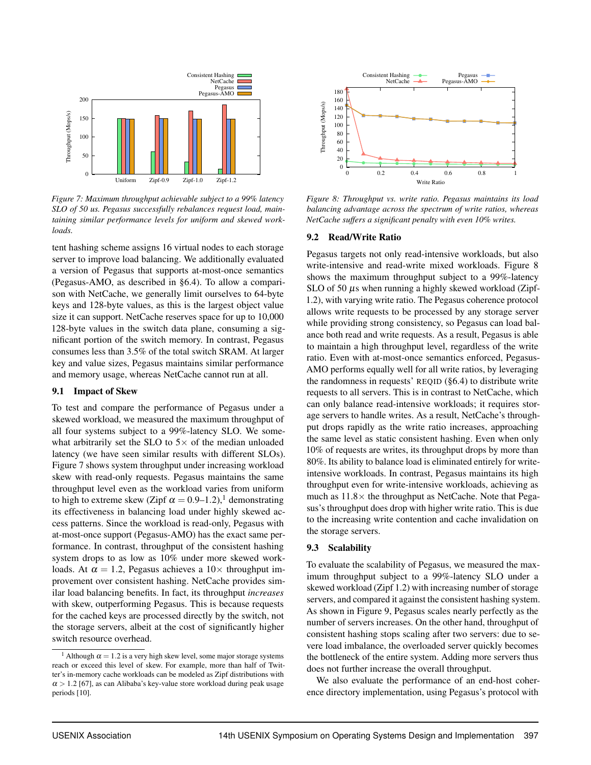*Figure 7: Maximum throughput achievable subject to a 99% latency SLO of 50 us. Pegasus successfully rebalances request load, maintaining similar performance levels for uniform and skewed workloads.*

tent hashing scheme assigns 16 virtual nodes to each storage server to improve load balancing. We additionally evaluated a version of Pegasus that supports at-most-once semantics (Pegasus-AMO, as described in §6.4). To allow a comparison with NetCache, we generally limit ourselves to 64-byte keys and 128-byte values, as this is the largest object value size it can support. NetCache reserves space for up to 10,000 128-byte values in the switch data plane, consuming a significant portion of the switch memory. In contrast, Pegasus consumes less than 3.5% of the total switch SRAM. At larger key and value sizes, Pegasus maintains similar performance and memory usage, whereas NetCache cannot run at all.

### 9.1 Impact of Skew

To test and compare the performance of Pegasus under a skewed workload, we measured the maximum throughput of all four systems subject to a 99%-latency SLO. We somewhat arbitrarily set the SLO to 5× of the median unloaded latency (we have seen similar results with different SLOs). Figure 7 shows system throughput under increasing workload skew with read-only requests. Pegasus maintains the same throughput level even as the workload varies from uniform to high to extreme skew (Zipf $\alpha = 0.9$–$1.2$),[1] demonstrating its effectiveness in balancing load under highly skewed access patterns. Since the workload is read-only, Pegasus with at-most-once support (Pegasus-AMO) has the exact same performance. In contrast, throughput of the consistent hashing system drops to as low as 10% under more skewed workloads. At $\alpha = 1.2$, Pegasus achieves a 10× throughput improvement over consistent hashing. NetCache provides similar load balancing benefits. In fact, its throughput *increases* with skew, outperforming Pegasus. This is because requests for the cached keys are processed directly by the switch, not the storage servers, albeit at the cost of significantly higher switch resource overhead.

[1] Although $\alpha = 1.2$ is a very high skew level, some major storage systems reach or exceed this level of skew. For example, more than half of Twitter's in-memory cache workloads can be modeled as Zipf distributions with $\alpha > 1.2$ [67], as can Alibaba's key-value store workload during peak usage periods [10].

*Figure 8: Throughput vs. write ratio. Pegasus maintains its load balancing advantage across the spectrum of write ratios, whereas NetCache suffers a significant penalty with even 10% writes.*

### 9.2 Read/Write Ratio

Pegasus targets not only read-intensive workloads, but also write-intensive and read-write mixed workloads. Figure 8 shows the maximum throughput subject to a 99%-latency SLO of 50 $\mu$s when running a highly skewed workload (Zipf-1.2), with varying write ratio. The Pegasus coherence protocol allows write requests to be processed by any storage server while providing strong consistency, so Pegasus can load balance both read and write requests. As a result, Pegasus is able to maintain a high throughput level, regardless of the write ratio. Even with at-most-once semantics enforced, Pegasus-AMO performs equally well for all write ratios, by leveraging the randomness in requests' REQID (§6.4) to distribute write requests to all servers. This is in contrast to NetCache, which can only balance read-intensive workloads; it requires storage servers to handle writes. As a result, NetCache's throughput drops rapidly as the write ratio increases, approaching the same level as static consistent hashing. Even when only 10% of requests are writes, its throughput drops by more than 80%. Its ability to balance load is eliminated entirely for write-intensive workloads. In contrast, Pegasus maintains its high throughput even for write-intensive workloads, achieving as much as 11.8× the throughput as NetCache. Note that Pegasus's throughput does drop with higher write ratio. This is due to the increasing write contention and cache invalidation on the storage servers.

### 9.3 Scalability

To evaluate the scalability of Pegasus, we measured the maximum throughput subject to a 99%-latency SLO under a skewed workload (Zipf 1.2) with increasing number of storage servers, and compared it against the consistent hashing system. As shown in Figure 9, Pegasus scales nearly perfectly as the number of servers increases. On the other hand, throughput of consistent hashing stops scaling after two servers: due to severe load imbalance, the overloaded server quickly becomes the bottleneck of the entire system. Adding more servers thus does not further increase the overall throughput.

We also evaluate the performance of an end-host coherence directory implementation, using Pegasus's protocol with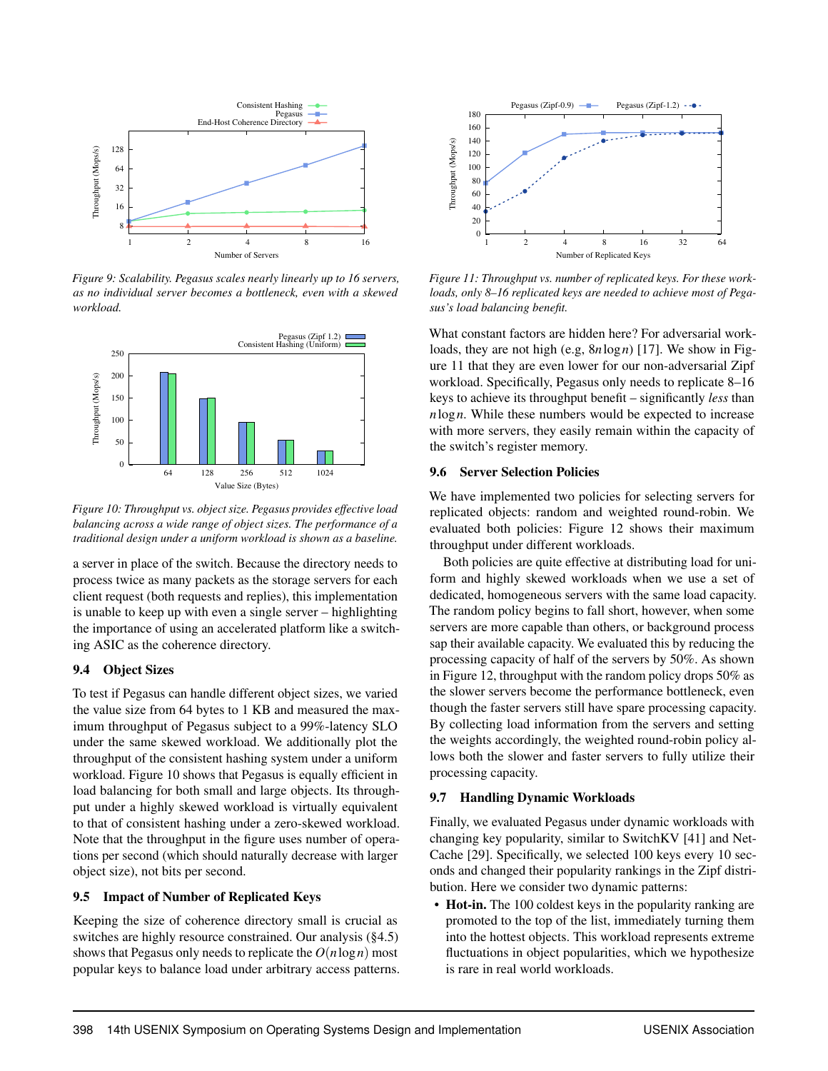Figure 9: *Scalability. Pegasus scales nearly linearly up to 16 servers, as no individual server becomes a bottleneck, even with a skewed workload.*

Figure 10: *Throughput vs. object size. Pegasus provides effective load balancing across a wide range of object sizes. The performance of a traditional design under a uniform workload is shown as a baseline.*

a server in place of the switch. Because the directory needs to process twice as many packets as the storage servers for each client request (both requests and replies), this implementation is unable to keep up with even a single server – highlighting the importance of using an accelerated platform like a switching ASIC as the coherence directory.

### 9.4 Object Sizes

To test if Pegasus can handle different object sizes, we varied the value size from 64 bytes to 1 KB and measured the maximum throughput of Pegasus subject to a 99%-latency SLO under the same skewed workload. We additionally plot the throughput of the consistent hashing system under a uniform workload. Figure 10 shows that Pegasus is equally efficient in load balancing for both small and large objects. Its throughput under a highly skewed workload is virtually equivalent to that of consistent hashing under a zero-skewed workload. Note that the throughput in the figure uses number of operations per second (which should naturally decrease with larger object size), not bits per second.

### 9.5 Impact of Number of Replicated Keys

Keeping the size of coherence directory small is crucial as switches are highly resource constrained. Our analysis (§4.5) shows that Pegasus only needs to replicate the $O(n \log n)$ most popular keys to balance load under arbitrary access patterns.

Figure 11: *Throughput vs. number of replicated keys. For these workloads, only 8–16 replicated keys are needed to achieve most of Pegasus's load balancing benefit.*

What constant factors are hidden here? For adversarial workloads, they are not high (e.g, $8n \log n$) [17]. We show in Figure 11 that they are even lower for our non-adversarial Zipf workload. Specifically, Pegasus only needs to replicate 8–16 keys to achieve its throughput benefit – significantly *less* than $n \log n$. While these numbers would be expected to increase with more servers, they easily remain within the capacity of the switch's register memory.

### 9.6 Server Selection Policies

We have implemented two policies for selecting servers for replicated objects: random and weighted round-robin. We evaluated both policies: Figure 12 shows their maximum throughput under different workloads.

Both policies are quite effective at distributing load for uniform and highly skewed workloads when we use a set of dedicated, homogeneous servers with the same load capacity. The random policy begins to fall short, however, when some servers are more capable than others, or background process sap their available capacity. We evaluated this by reducing the processing capacity of half of the servers by 50%. As shown in Figure 12, throughput with the random policy drops 50% as the slower servers become the performance bottleneck, even though the faster servers still have spare processing capacity. By collecting load information from the servers and setting the weights accordingly, the weighted round-robin policy allows both the slower and faster servers to fully utilize their processing capacity.

### 9.7 Handling Dynamic Workloads

Finally, we evaluated Pegasus under dynamic workloads with changing key popularity, similar to SwitchKV [41] and NetCache [29]. Specifically, we selected 100 keys every 10 seconds and changed their popularity rankings in the Zipf distribution. Here we consider two dynamic patterns:

- **Hot-in.** The 100 coldest keys in the popularity ranking are promoted to the top of the list, immediately turning them into the hottest objects. This workload represents extreme fluctuations in object popularities, which we hypothesize is rare in real world workloads.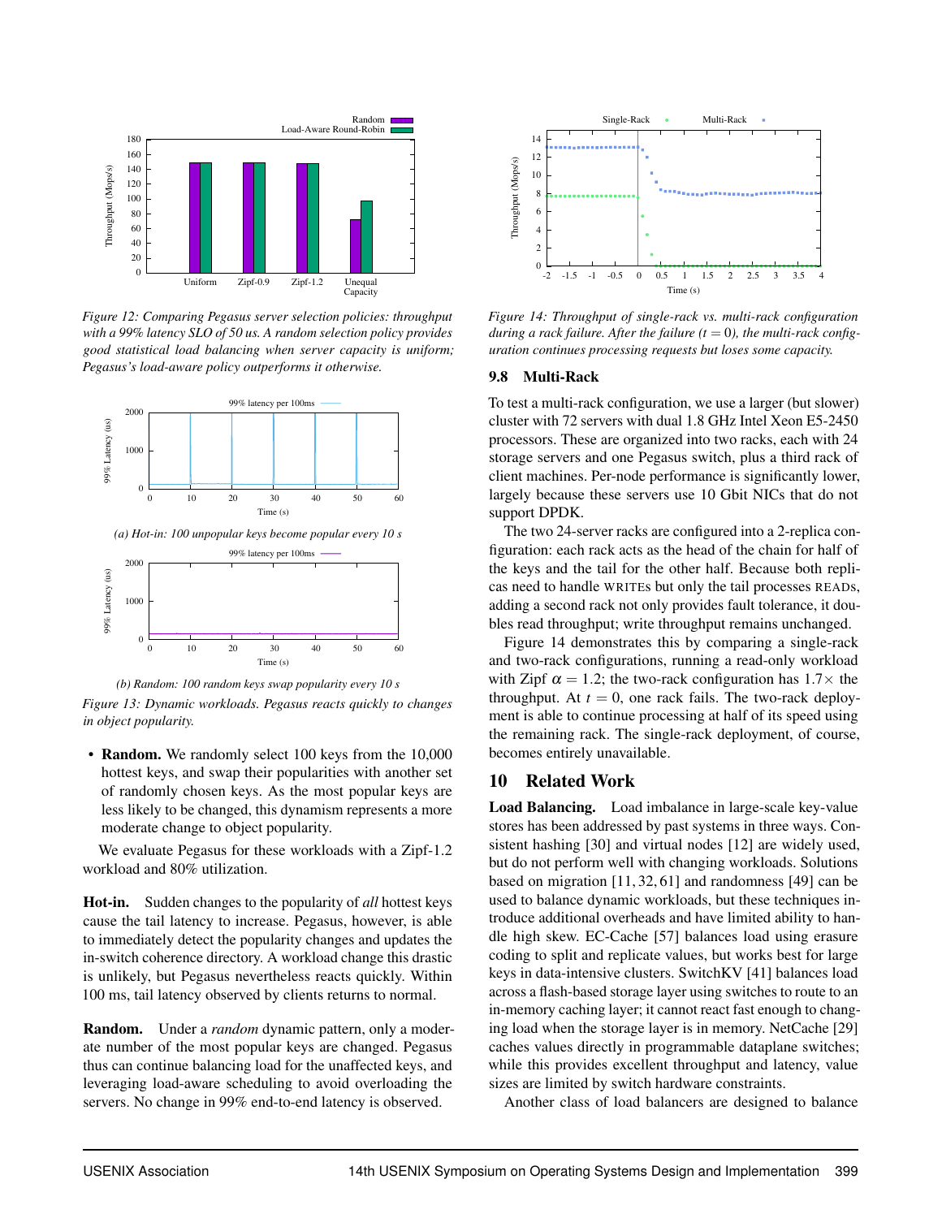Figure 12: Comparing Pegasus server selection policies: throughput with a 99% latency SLO of 50 us. A random selection policy provides good statistical load balancing when server capacity is uniform; Pegasus's load-aware policy outperforms it otherwise.

(a) Hot-in: 100 unpopular keys become popular every 10 s

(b) Random: 100 random keys swap popularity every 10 s

Figure 13: Dynamic workloads. Pegasus reacts quickly to changes in object popularity.

- **Random.** We randomly select 100 keys from the 10,000 hottest keys, and swap their popularities with another set of randomly chosen keys. As the most popular keys are less likely to be changed, this dynamism represents a more moderate change to object popularity.

We evaluate Pegasus for these workloads with a Zipf-1.2 workload and 80% utilization.

**Hot-in.** Sudden changes to the popularity of *all* hottest keys cause the tail latency to increase. Pegasus, however, is able to immediately detect the popularity changes and updates the in-switch coherence directory. A workload change this drastic is unlikely, but Pegasus nevertheless reacts quickly. Within 100 ms, tail latency observed by clients returns to normal.

**Random.** Under a *random* dynamic pattern, only a moderate number of the most popular keys are changed. Pegasus thus can continue balancing load for the unaffected keys, and leveraging load-aware scheduling to avoid overloading the servers. No change in 99% end-to-end latency is observed.

Figure 14: Throughput of single-rack vs. multi-rack configuration during a rack failure. After the failure ($t = 0$), the multi-rack configuration continues processing requests but loses some capacity.

### 9.8 Multi-Rack

To test a multi-rack configuration, we use a larger (but slower) cluster with 72 servers with dual 1.8 GHz Intel Xeon E5-2450 processors. These are organized into two racks, each with 24 storage servers and one Pegasus switch, plus a third rack of client machines. Per-node performance is significantly lower, largely because these servers use 10 Gbit NICs that do not support DPDK.

The two 24-server racks are configured into a 2-replica configuration: each rack acts as the head of the chain for half of the keys and the tail for the other half. Because both replicas need to handle WRITEs but only the tail processes READs, adding a second rack not only provides fault tolerance, it doubles read throughput; write throughput remains unchanged.

Figure 14 demonstrates this by comparing a single-rack and two-rack configurations, running a read-only workload with Zipf $\alpha = 1.2$; the two-rack configuration has 1.7× the throughput. At $t = 0$, one rack fails. The two-rack deployment is able to continue processing at half of its speed using the remaining rack. The single-rack deployment, of course, becomes entirely unavailable.

## 10 Related Work

**Load Balancing.** Load imbalance in large-scale key-value stores has been addressed by past systems in three ways. Consistent hashing [30] and virtual nodes [12] are widely used, but do not perform well with changing workloads. Solutions based on migration [11, 32, 61] and randomness [49] can be used to balance dynamic workloads, but these techniques introduce additional overheads and have limited ability to handle high skew. EC-Cache [57] balances load using erasure coding to split and replicate values, but works best for large keys in data-intensive clusters. SwitchKV [41] balances load across a flash-based storage layer using switches to route to an in-memory caching layer; it cannot react fast enough to changing load when the storage layer is in memory. NetCache [29] caches values directly in programmable dataplane switches; while this provides excellent throughput and latency, value sizes are limited by switch hardware constraints.

Another class of load balancers are designed to balance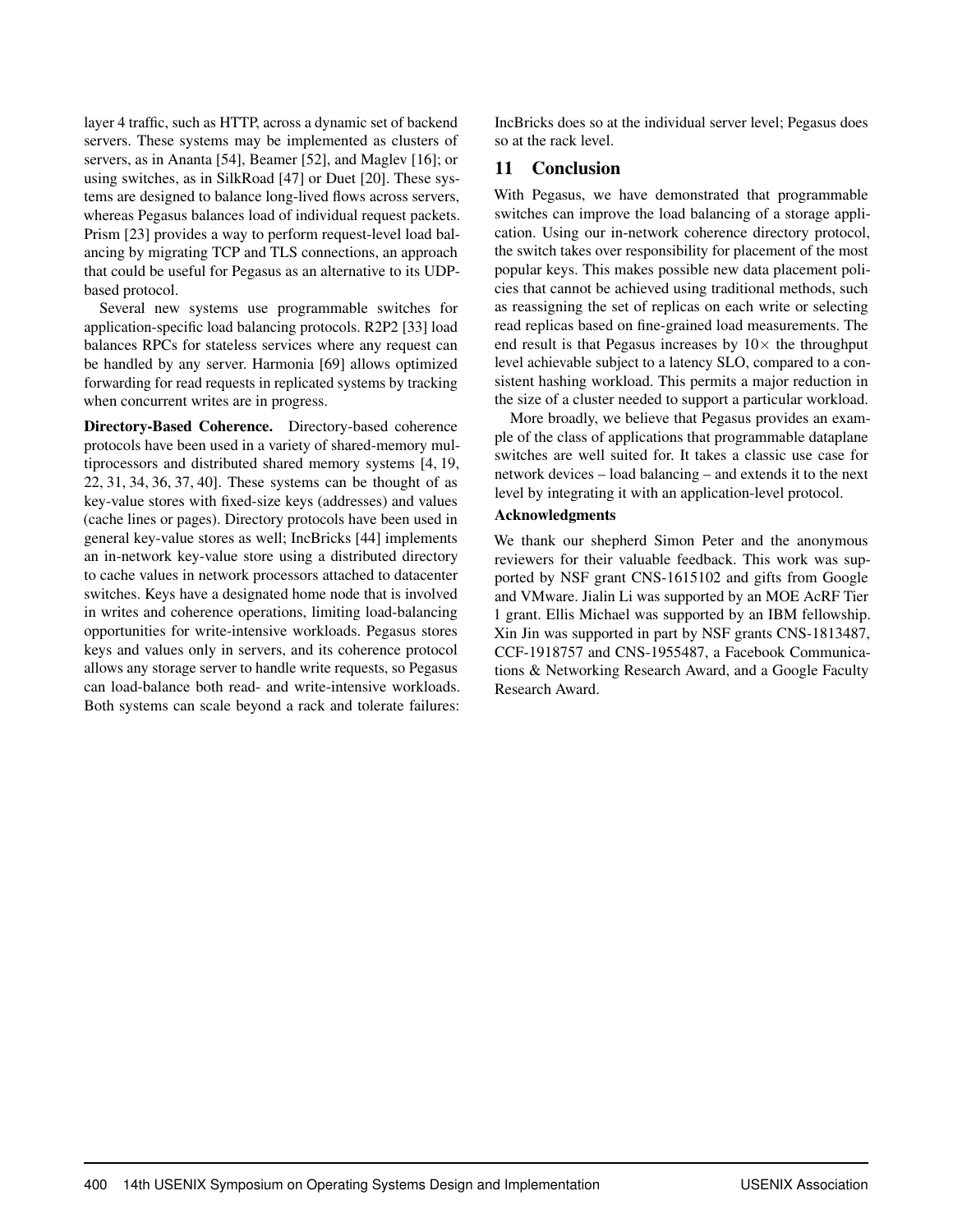layer 4 traffic, such as HTTP, across a dynamic set of backend servers. These systems may be implemented as clusters of servers, as in Ananta [54], Beamer [52], and Maglev [16]; or using switches, as in SilkRoad [47] or Duet [20]. These systems are designed to balance long-lived flows across servers, whereas Pegasus balances load of individual request packets. Prism [23] provides a way to perform request-level load balancing by migrating TCP and TLS connections, an approach that could be useful for Pegasus as an alternative to its UDP-based protocol.

Several new systems use programmable switches for application-specific load balancing protocols. R2P2 [33] load balances RPCs for stateless services where any request can be handled by any server. Harmonia [69] allows optimized forwarding for read requests in replicated systems by tracking when concurrent writes are in progress.

**Directory-Based Coherence.** Directory-based coherence protocols have been used in a variety of shared-memory multiprocessors and distributed shared memory systems [4, 19, 22, 31, 34, 36, 37, 40]. These systems can be thought of as key-value stores with fixed-size keys (addresses) and values (cache lines or pages). Directory protocols have been used in general key-value stores as well; IncBricks [44] implements an in-network key-value store using a distributed directory to cache values in network processors attached to datacenter switches. Keys have a designated home node that is involved in writes and coherence operations, limiting load-balancing opportunities for write-intensive workloads. Pegasus stores keys and values only in servers, and its coherence protocol allows any storage server to handle write requests, so Pegasus can load-balance both read- and write-intensive workloads. Both systems can scale beyond a rack and tolerate failures: IncBricks does so at the individual server level; Pegasus does so at the rack level.

## 11 Conclusion

With Pegasus, we have demonstrated that programmable switches can improve the load balancing of a storage application. Using our in-network coherence directory protocol, the switch takes over responsibility for placement of the most popular keys. This makes possible new data placement policies that cannot be achieved using traditional methods, such as reassigning the set of replicas on each write or selecting read replicas based on fine-grained load measurements. The end result is that Pegasus increases by $10\times$ the throughput level achievable subject to a latency SLO, compared to a consistent hashing workload. This permits a major reduction in the size of a cluster needed to support a particular workload.

More broadly, we believe that Pegasus provides an example of the class of applications that programmable dataplane switches are well suited for. It takes a classic use case for network devices – load balancing – and extends it to the next level by integrating it with an application-level protocol.

### Acknowledgments

We thank our shepherd Simon Peter and the anonymous reviewers for their valuable feedback. This work was supported by NSF grant CNS-1615102 and gifts from Google and VMware. Jialin Li was supported by an MOE AcRF Tier 1 grant. Ellis Michael was supported by an IBM fellowship. Xin Jin was supported in part by NSF grants CNS-1813487, CCF-1918757 and CNS-1955487, a Facebook Communications & Networking Research Award, and a Google Faculty Research Award.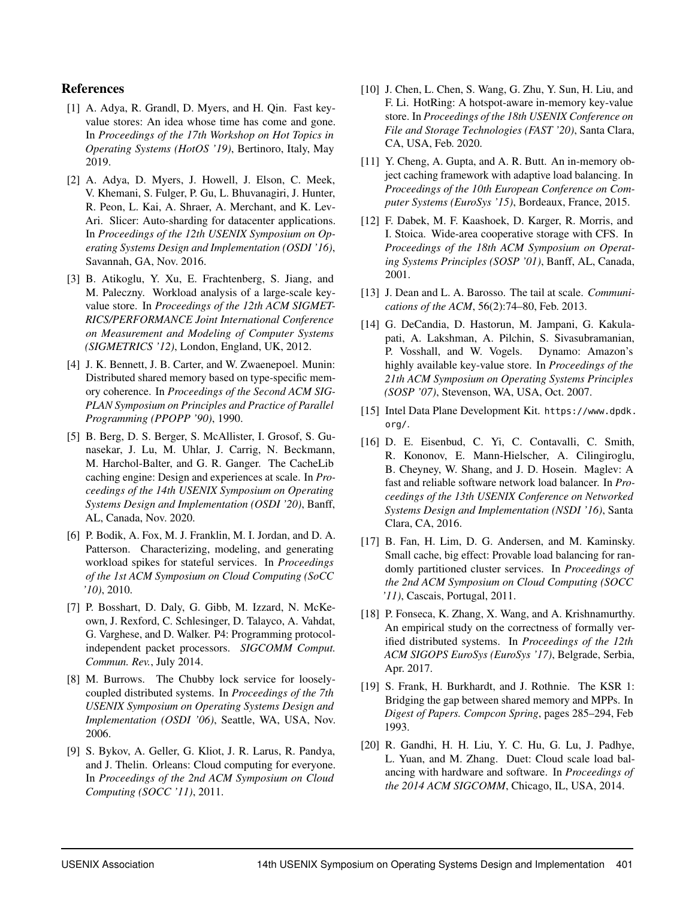## References

[1] A. Adya, R. Grandl, D. Myers, and H. Qin. Fast key-value stores: An idea whose time has come and gone. In *Proceedings of the 17th Workshop on Hot Topics in Operating Systems (HotOS '19)*, Bertinoro, Italy, May 2019.

[2] A. Adya, D. Myers, J. Howell, J. Elson, C. Meek, V. Khemani, S. Fulger, P. Gu, L. Bhuvanagiri, J. Hunter, R. Peon, L. Kai, A. Shraer, A. Merchant, and K. Lev-Ari. Slicer: Auto-sharding for datacenter applications. In *Proceedings of the 12th USENIX Symposium on Operating Systems Design and Implementation (OSDI '16)*, Savannah, GA, Nov. 2016.

[3] B. Atikoglu, Y. Xu, E. Frachtenberg, S. Jiang, and M. Paleczny. Workload analysis of a large-scale key-value store. In *Proceedings of the 12th ACM SIGMETRICS/PERFORMANCE Joint International Conference on Measurement and Modeling of Computer Systems (SIGMETRICS '12)*, London, England, UK, 2012.

[4] J. K. Bennett, J. B. Carter, and W. Zwaenepoel. Munin: Distributed shared memory based on type-specific memory coherence. In *Proceedings of the Second ACM SIGPLAN Symposium on Principles and Practice of Parallel Programming (PPOPP '90)*, 1990.

[5] B. Berg, D. S. Berger, S. McAllister, I. Grosof, S. Gunasekar, J. Lu, M. Uhlar, J. Carrig, N. Beckmann, M. Harchol-Balter, and G. R. Ganger. The CacheLib caching engine: Design and experiences at scale. In *Proceedings of the 14th USENIX Symposium on Operating Systems Design and Implementation (OSDI '20)*, Banff, AL, Canada, Nov. 2020.

[6] P. Bodik, A. Fox, M. J. Franklin, M. I. Jordan, and D. A. Patterson. Characterizing, modeling, and generating workload spikes for stateful services. In *Proceedings of the 1st ACM Symposium on Cloud Computing (SoCC '10)*, 2010.

[7] P. Bosshart, D. Daly, G. Gibb, M. Izzard, N. McKeown, J. Rexford, C. Schlesinger, D. Talayco, A. Vahdat, G. Varghese, and D. Walker. P4: Programming protocol-independent packet processors. *SIGCOMM Comput. Commun. Rev.*, July 2014.

[8] M. Burrows. The Chubby lock service for loosely-coupled distributed systems. In *Proceedings of the 7th USENIX Symposium on Operating Systems Design and Implementation (OSDI '06)*, Seattle, WA, USA, Nov. 2006.

[9] S. Bykov, A. Geller, G. Kliot, J. R. Larus, R. Pandya, and J. Thelin. Orleans: Cloud computing for everyone. In *Proceedings of the 2nd ACM Symposium on Cloud Computing (SOCC '11)*, 2011.

[10] J. Chen, L. Chen, S. Wang, G. Zhu, Y. Sun, H. Liu, and F. Li. HotRing: A hotspot-aware in-memory key-value store. In *Proceedings of the 18th USENIX Conference on File and Storage Technologies (FAST '20)*, Santa Clara, CA, USA, Feb. 2020.

[11] Y. Cheng, A. Gupta, and A. R. Butt. An in-memory object caching framework with adaptive load balancing. In *Proceedings of the 10th European Conference on Computer Systems (EuroSys '15)*, Bordeaux, France, 2015.

[12] F. Dabek, M. F. Kaashoek, D. Karger, R. Morris, and I. Stoica. Wide-area cooperative storage with CFS. In *Proceedings of the 18th ACM Symposium on Operating Systems Principles (SOSP '01)*, Banff, AL, Canada, 2001.

[13] J. Dean and L. A. Barosso. The tail at scale. *Communications of the ACM*, 56(2):74–80, Feb. 2013.

[14] G. DeCandia, D. Hastorun, M. Jampani, G. Kakulapati, A. Lakshman, A. Pilchin, S. Sivasubramanian, P. Vosshall, and W. Vogels. Dynamo: Amazon's highly available key-value store. In *Proceedings of the 21th ACM Symposium on Operating Systems Principles (SOSP '07)*, Stevenson, WA, USA, Oct. 2007.

[15] Intel Data Plane Development Kit. https://www.dpdk.org/.

[16] D. E. Eisenbud, C. Yi, C. Contavalli, C. Smith, R. Kononov, E. Mann-Hielscher, A. Cilingiroglu, B. Cheyney, W. Shang, and J. D. Hosein. Maglev: A fast and reliable software network load balancer. In *Proceedings of the 13th USENIX Conference on Networked Systems Design and Implementation (NSDI '16)*, Santa Clara, CA, 2016.

[17] B. Fan, H. Lim, D. G. Andersen, and M. Kaminsky. Small cache, big effect: Provable load balancing for randomly partitioned cluster services. In *Proceedings of the 2nd ACM Symposium on Cloud Computing (SOCC '11)*, Cascais, Portugal, 2011.

[18] P. Fonseca, K. Zhang, X. Wang, and A. Krishnamurthy. An empirical study on the correctness of formally verified distributed systems. In *Proceedings of the 12th ACM SIGOPS EuroSys (EuroSys '17)*, Belgrade, Serbia, Apr. 2017.

[19] S. Frank, H. Burkhardt, and J. Rothnie. The KSR 1: Bridging the gap between shared memory and MPPs. In *Digest of Papers. Compcon Spring*, pages 285–294, Feb 1993.

[20] R. Gandhi, H. H. Liu, Y. C. Hu, G. Lu, J. Padhye, L. Yuan, and M. Zhang. Duet: Cloud scale load balancing with hardware and software. In *Proceedings of the 2014 ACM SIGCOMM*, Chicago, IL, USA, 2014.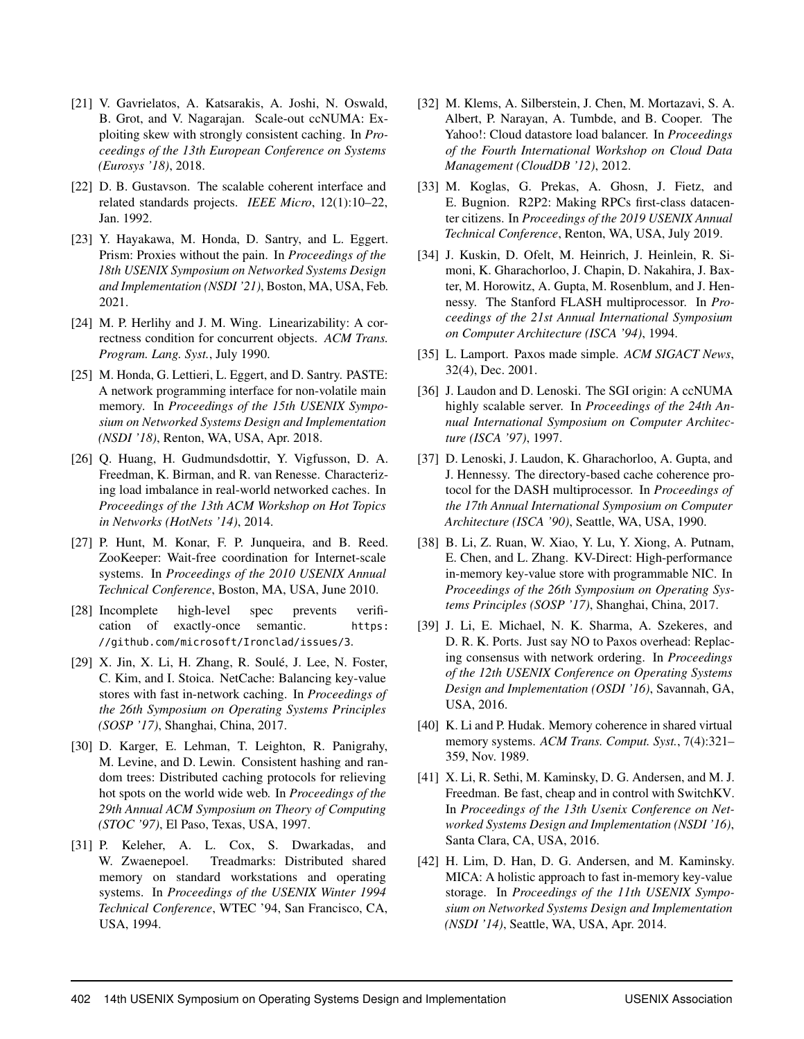[21] V. Gavrielatos, A. Katsarakis, A. Joshi, N. Oswald, B. Grot, and V. Nagarajan. Scale-out ccNUMA: Exploiting skew with strongly consistent caching. In *Proceedings of the 13th European Conference on Systems (Eurosys '18)*, 2018.

[22] D. B. Gustavson. The scalable coherent interface and related standards projects. *IEEE Micro*, 12(1):10–22, Jan. 1992.

[23] Y. Hayakawa, M. Honda, D. Santry, and L. Eggert. Prism: Proxies without the pain. In *Proceedings of the 18th USENIX Symposium on Networked Systems Design and Implementation (NSDI '21)*, Boston, MA, USA, Feb. 2021.

[24] M. P. Herlihy and J. M. Wing. Linearizability: A correctness condition for concurrent objects. *ACM Trans. Program. Lang. Syst.*, July 1990.

[25] M. Honda, G. Lettieri, L. Eggert, and D. Santry. PASTE: A network programming interface for non-volatile main memory. In *Proceedings of the 15th USENIX Symposium on Networked Systems Design and Implementation (NSDI '18)*, Renton, WA, USA, Apr. 2018.

[26] Q. Huang, H. Gudmundsdottir, Y. Vigfusson, D. A. Freedman, K. Birman, and R. van Renesse. Characterizing load imbalance in real-world networked caches. In *Proceedings of the 13th ACM Workshop on Hot Topics in Networks (HotNets '14)*, 2014.

[27] P. Hunt, M. Konar, F. P. Junqueira, and B. Reed. ZooKeeper: Wait-free coordination for Internet-scale systems. In *Proceedings of the 2010 USENIX Annual Technical Conference*, Boston, MA, USA, June 2010.

[28] Incomplete high-level spec prevents verification of exactly-once semantic. https://github.com/microsoft/Ironclad/issues/3.

[29] X. Jin, X. Li, H. Zhang, R. Soulé, J. Lee, N. Foster, C. Kim, and I. Stoica. NetCache: Balancing key-value stores with fast in-network caching. In *Proceedings of the 26th Symposium on Operating Systems Principles (SOSP '17)*, Shanghai, China, 2017.

[30] D. Karger, E. Lehman, T. Leighton, R. Panigrahy, M. Levine, and D. Lewin. Consistent hashing and random trees: Distributed caching protocols for relieving hot spots on the world wide web. In *Proceedings of the 29th Annual ACM Symposium on Theory of Computing (STOC '97)*, El Paso, Texas, USA, 1997.

[31] P. Keleher, A. L. Cox, S. Dwarkadas, and W. Zwaenepoel. Treadmarks: Distributed shared memory on standard workstations and operating systems. In *Proceedings of the USENIX Winter 1994 Technical Conference*, WTEC '94, San Francisco, CA, USA, 1994.

[32] M. Klems, A. Silberstein, J. Chen, M. Mortazavi, S. A. Albert, P. Narayan, A. Tumbde, and B. Cooper. The Yahoo!: Cloud datastore load balancer. In *Proceedings of the Fourth International Workshop on Cloud Data Management (CloudDB '12)*, 2012.

[33] M. Koglas, G. Prekas, A. Ghosn, J. Fietz, and E. Bugnion. R2P2: Making RPCs first-class datacenter citizens. In *Proceedings of the 2019 USENIX Annual Technical Conference*, Renton, WA, USA, July 2019.

[34] J. Kuskin, D. Ofelt, M. Heinrich, J. Heinlein, R. Simoni, K. Gharachorloo, J. Chapin, D. Nakahira, J. Baxter, M. Horowitz, A. Gupta, M. Rosenblum, and J. Hennessy. The Stanford FLASH multiprocessor. In *Proceedings of the 21st Annual International Symposium on Computer Architecture (ISCA '94)*, 1994.

[35] L. Lamport. Paxos made simple. *ACM SIGACT News*, 32(4), Dec. 2001.

[36] J. Laudon and D. Lenoski. The SGI origin: A ccNUMA highly scalable server. In *Proceedings of the 24th Annual International Symposium on Computer Architecture (ISCA '97)*, 1997.

[37] D. Lenoski, J. Laudon, K. Gharachorloo, A. Gupta, and J. Hennessy. The directory-based cache coherence protocol for the DASH multiprocessor. In *Proceedings of the 17th Annual International Symposium on Computer Architecture (ISCA '90)*, Seattle, WA, USA, 1990.

[38] B. Li, Z. Ruan, W. Xiao, Y. Lu, Y. Xiong, A. Putnam, E. Chen, and L. Zhang. KV-Direct: High-performance in-memory key-value store with programmable NIC. In *Proceedings of the 26th Symposium on Operating Systems Principles (SOSP '17)*, Shanghai, China, 2017.

[39] J. Li, E. Michael, N. K. Sharma, A. Szekeres, and D. R. K. Ports. Just say NO to Paxos overhead: Replacing consensus with network ordering. In *Proceedings of the 12th USENIX Conference on Operating Systems Design and Implementation (OSDI '16)*, Savannah, GA, USA, 2016.

[40] K. Li and P. Hudak. Memory coherence in shared virtual memory systems. *ACM Trans. Comput. Syst.*, 7(4):321–359, Nov. 1989.

[41] X. Li, R. Sethi, M. Kaminsky, D. G. Andersen, and M. J. Freedman. Be fast, cheap and in control with SwitchKV. In *Proceedings of the 13th Usenix Conference on Networked Systems Design and Implementation (NSDI '16)*, Santa Clara, CA, USA, 2016.

[42] H. Lim, D. Han, D. G. Andersen, and M. Kaminsky. MICA: A holistic approach to fast in-memory key-value storage. In *Proceedings of the 11th USENIX Symposium on Networked Systems Design and Implementation (NSDI '14)*, Seattle, WA, USA, Apr. 2014.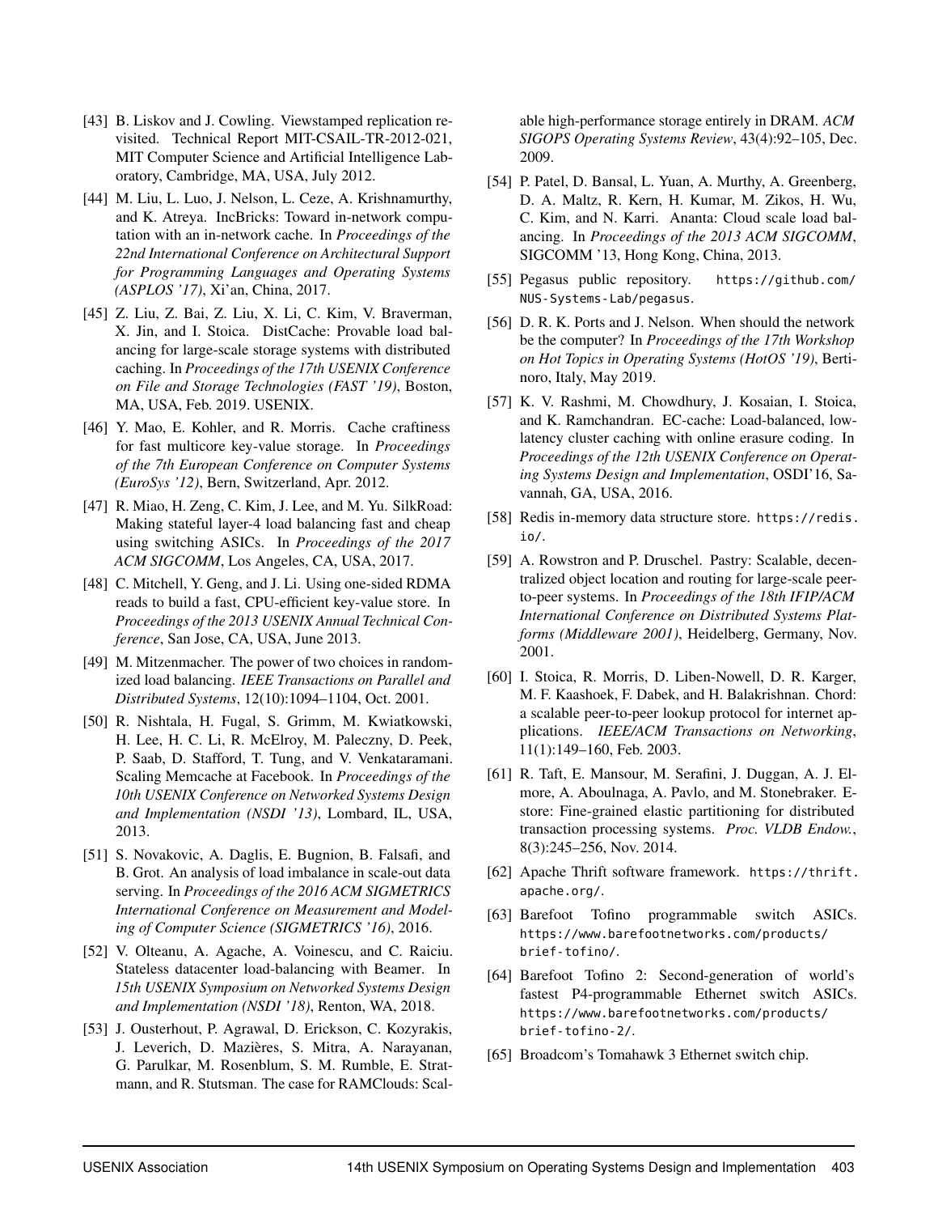[43] B. Liskov and J. Cowling. Viewstamped replication revisited. Technical Report MIT-CSAIL-TR-2012-021, MIT Computer Science and Artificial Intelligence Laboratory, Cambridge, MA, USA, July 2012.

[44] M. Liu, L. Luo, J. Nelson, L. Ceze, A. Krishnamurthy, and K. Atreya. IncBricks: Toward in-network computation with an in-network cache. In *Proceedings of the 22nd International Conference on Architectural Support for Programming Languages and Operating Systems (ASPLOS '17)*, Xi'an, China, 2017.

[45] Z. Liu, Z. Bai, Z. Liu, X. Li, C. Kim, V. Braverman, X. Jin, and I. Stoica. DistCache: Provable load balancing for large-scale storage systems with distributed caching. In *Proceedings of the 17th USENIX Conference on File and Storage Technologies (FAST '19)*, Boston, MA, USA, Feb. 2019. USENIX.

[46] Y. Mao, E. Kohler, and R. Morris. Cache craftiness for fast multicore key-value storage. In *Proceedings of the 7th European Conference on Computer Systems (EuroSys '12)*, Bern, Switzerland, Apr. 2012.

[47] R. Miao, H. Zeng, C. Kim, J. Lee, and M. Yu. SilkRoad: Making stateful layer-4 load balancing fast and cheap using switching ASICs. In *Proceedings of the 2017 ACM SIGCOMM*, Los Angeles, CA, USA, 2017.

[48] C. Mitchell, Y. Geng, and J. Li. Using one-sided RDMA reads to build a fast, CPU-efficient key-value store. In *Proceedings of the 2013 USENIX Annual Technical Conference*, San Jose, CA, USA, June 2013.

[49] M. Mitzenmacher. The power of two choices in randomized load balancing. *IEEE Transactions on Parallel and Distributed Systems*, 12(10):1094–1104, Oct. 2001.

[50] R. Nishtala, H. Fugal, S. Grimm, M. Kwiatkowski, H. Lee, H. C. Li, R. McElroy, M. Paleczny, D. Peek, P. Saab, D. Stafford, T. Tung, and V. Venkataramani. Scaling Memcache at Facebook. In *Proceedings of the 10th USENIX Conference on Networked Systems Design and Implementation (NSDI '13)*, Lombard, IL, USA, 2013.

[51] S. Novakovic, A. Daglis, E. Bugnion, B. Falsafi, and B. Grot. An analysis of load imbalance in scale-out data serving. In *Proceedings of the 2016 ACM SIGMETRICS International Conference on Measurement and Modeling of Computer Science (SIGMETRICS '16)*, 2016.

[52] V. Olteanu, A. Agache, A. Voinescu, and C. Raiciu. Stateless datacenter load-balancing with Beamer. In *15th USENIX Symposium on Networked Systems Design and Implementation (NSDI '18)*, Renton, WA, 2018.

[53] J. Ousterhout, P. Agrawal, D. Erickson, C. Kozyrakis, J. Leverich, D. Mazières, S. Mitra, A. Narayanan, G. Parulkar, M. Rosenblum, S. M. Rumble, E. Stratmann, and R. Stutsman. The case for RAMClouds: Scalable high-performance storage entirely in DRAM. *ACM SIGOPS Operating Systems Review*, 43(4):92–105, Dec. 2009.

[54] P. Patel, D. Bansal, L. Yuan, A. Murthy, A. Greenberg, D. A. Maltz, R. Kern, H. Kumar, M. Zikos, H. Wu, C. Kim, and N. Karri. Ananta: Cloud scale load balancing. In *Proceedings of the 2013 ACM SIGCOMM*, SIGCOMM '13, Hong Kong, China, 2013.

[55] Pegasus public repository. https://github.com/NUS-Systems-Lab/pegasus.

[56] D. R. K. Ports and J. Nelson. When should the network be the computer? In *Proceedings of the 17th Workshop on Hot Topics in Operating Systems (HotOS '19)*, Bertinoro, Italy, May 2019.

[57] K. V. Rashmi, M. Chowdhury, J. Kosaian, I. Stoica, and K. Ramchandran. EC-cache: Load-balanced, low-latency cluster caching with online erasure coding. In *Proceedings of the 12th USENIX Conference on Operating Systems Design and Implementation*, OSDI'16, Savannah, GA, USA, 2016.

[58] Redis in-memory data structure store. https://redis.io/.

[59] A. Rowstron and P. Druschel. Pastry: Scalable, decentralized object location and routing for large-scale peer-to-peer systems. In *Proceedings of the 18th IFIP/ACM International Conference on Distributed Systems Platforms (Middleware 2001)*, Heidelberg, Germany, Nov. 2001.

[60] I. Stoica, R. Morris, D. Liben-Nowell, D. R. Karger, M. F. Kaashoek, F. Dabek, and H. Balakrishnan. Chord: a scalable peer-to-peer lookup protocol for internet applications. *IEEE/ACM Transactions on Networking*, 11(1):149–160, Feb. 2003.

[61] R. Taft, E. Mansour, M. Serafini, J. Duggan, A. J. Elmore, A. Aboulnaga, A. Pavlo, and M. Stonebraker. E-store: Fine-grained elastic partitioning for distributed transaction processing systems. *Proc. VLDB Endow.*, 8(3):245–256, Nov. 2014.

[62] Apache Thrift software framework. https://thrift.apache.org/.

[63] Barefoot Tofino programmable switch ASICs. https://www.barefootnetworks.com/products/brief-tofino/.

[64] Barefoot Tofino 2: Second-generation of world's fastest P4-programmable Ethernet switch ASICs. https://www.barefootnetworks.com/products/brief-tofino-2/.

[65] Broadcom's Tomahawk 3 Ethernet switch chip.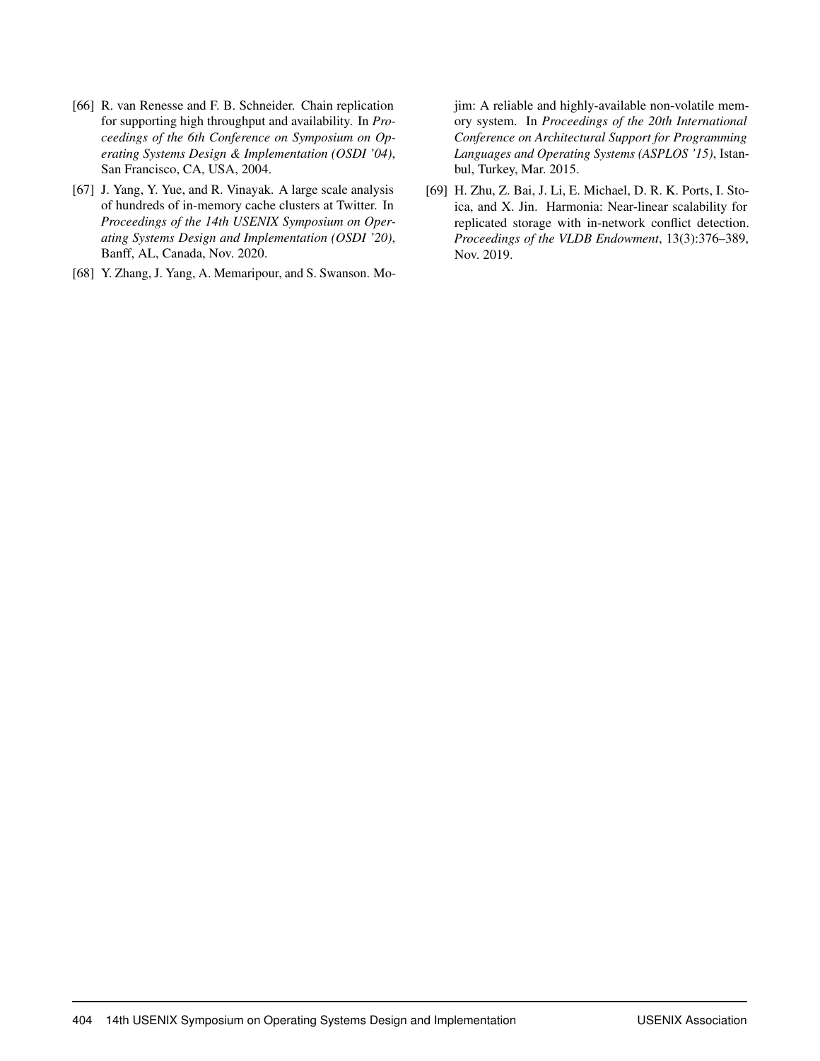[66] R. van Renesse and F. B. Schneider. Chain replication for supporting high throughput and availability. In *Proceedings of the 6th Conference on Symposium on Operating Systems Design & Implementation (OSDI '04)*, San Francisco, CA, USA, 2004.

[67] J. Yang, Y. Yue, and R. Vinayak. A large scale analysis of hundreds of in-memory cache clusters at Twitter. In *Proceedings of the 14th USENIX Symposium on Operating Systems Design and Implementation (OSDI '20)*, Banff, AL, Canada, Nov. 2020.

[68] Y. Zhang, J. Yang, A. Memaripour, and S. Swanson. Mojim: A reliable and highly-available non-volatile memory system. In *Proceedings of the 20th International Conference on Architectural Support for Programming Languages and Operating Systems (ASPLOS '15)*, Istanbul, Turkey, Mar. 2015.

[69] H. Zhu, Z. Bai, J. Li, E. Michael, D. R. K. Ports, I. Stoica, and X. Jin. Harmonia: Near-linear scalability for replicated storage with in-network conflict detection. *Proceedings of the VLDB Endowment*, 13(3):376–389, Nov. 2019.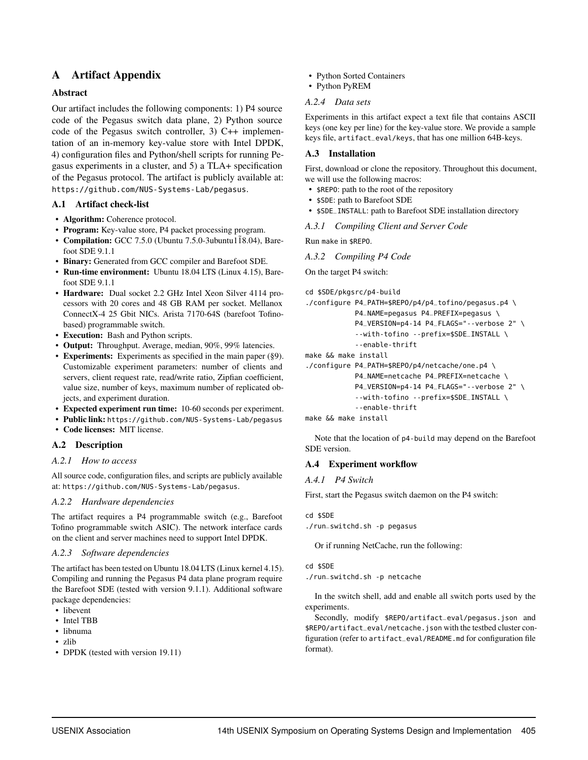# A Artifact Appendix

## Abstract

Our artifact includes the following components: 1) P4 source code of the Pegasus switch data plane, 2) Python source code of the Pegasus switch controller, 3) C++ implementation of an in-memory key-value store with Intel DPDK, 4) configuration files and Python/shell scripts for running Pegasus experiments in a cluster, and 5) a TLA+ specification of the Pegasus protocol. The artifact is publicly available at: `https://github.com/NUS-Systems-Lab/pegasus`.

## A.1 Artifact check-list

- **Algorithm:** Coherence protocol.
- **Program:** Key-value store, P4 packet processing program.
- **Compilation:** GCC 7.5.0 (Ubuntu 7.5.0-3ubuntu1 18.04), Barefoot SDE 9.1.1
- **Binary:** Generated from GCC compiler and Barefoot SDE.
- **Run-time environment:** Ubuntu 18.04 LTS (Linux 4.15), Barefoot SDE 9.1.1
- **Hardware:** Dual socket 2.2 GHz Intel Xeon Silver 4114 processors with 20 cores and 48 GB RAM per socket. Mellanox ConnectX-4 25 Gbit NICs. Arista 7170-64S (barefoot Tofino-based) programmable switch.
- **Execution:** Bash and Python scripts.
- **Output:** Throughput. Average, median, 90%, 99% latencies.
- **Experiments:** Experiments as specified in the main paper (§9). Customizable experiment parameters: number of clients and servers, client request rate, read/write ratio, Zipfian coefficient, value size, number of keys, maximum number of replicated objects, and experiment duration.
- **Expected experiment run time:** 10-60 seconds per experiment.
- **Public link:** `https://github.com/NUS-Systems-Lab/pegasus`
- **Code licenses:** MIT license.

## A.2 Description

### A.2.1 How to access

All source code, configuration files, and scripts are publicly available at: `https://github.com/NUS-Systems-Lab/pegasus`.

### A.2.2 Hardware dependencies

The artifact requires a P4 programmable switch (e.g., Barefoot Tofino programmable switch ASIC). The network interface cards on the client and server machines need to support Intel DPDK.

### A.2.3 Software dependencies

The artifact has been tested on Ubuntu 18.04 LTS (Linux kernel 4.15). Compiling and running the Pegasus P4 data plane program require the Barefoot SDE (tested with version 9.1.1). Additional software package dependencies:

- libevent
- Intel TBB
- libnuma
- zlib
- DPDK (tested with version 19.11)
- Python Sorted Containers
- Python PyREM

### A.2.4 Data sets

Experiments in this artifact expect a text file that contains ASCII keys (one key per line) for the key-value store. We provide a sample keys file, `artifact_eval/keys`, that has one million 64B-keys.

## A.3 Installation

First, download or clone the repository. Throughout this document, we will use the following macros:

- `$REPO`: path to the root of the repository
- `$SDE`: path to Barefoot SDE
- `$SDE_INSTALL`: path to Barefoot SDE installation directory

### A.3.1 Compiling Client and Server Code

Run `make` in `$REPO`.

### A.3.2 Compiling P4 Code

On the target P4 switch:

```
cd $SDE/pkgsrc/p4-build
./configure P4_PATH=$REPO/p4/p4_tofino/pegasus.p4 \
            P4_NAME=pegasus P4_PREFIX=pegasus \
            P4_VERSION=p4-14 P4_FLAGS="--verbose 2" \
            --with-tofino --prefix=$SDE_INSTALL \
            --enable-thrift
make && make install
./configure P4_PATH=$REPO/p4/netcache/one.p4 \
            P4_NAME=netcache P4_PREFIX=netcache \
            P4_VERSION=p4-14 P4_FLAGS="--verbose 2" \
            --with-tofino --prefix=$SDE_INSTALL \
            --enable-thrift
make && make install
```

Note that the location of `p4-build` may depend on the Barefoot SDE version.

## A.4 Experiment workflow

### A.4.1 P4 Switch

First, start the Pegasus switch daemon on the P4 switch:

```
cd $SDE
./run_switchd.sh -p pegasus
```

Or if running NetCache, run the following:

```
cd $SDE
./run_switchd.sh -p netcache
```

In the switch shell, add and enable all switch ports used by the experiments.

Secondly, modify `$REPO/artifact_eval/pegasus.json` and `$REPO/artifact_eval/netcache.json` with the testbed cluster configuration (refer to `artifact_eval/README.md` for configuration file format).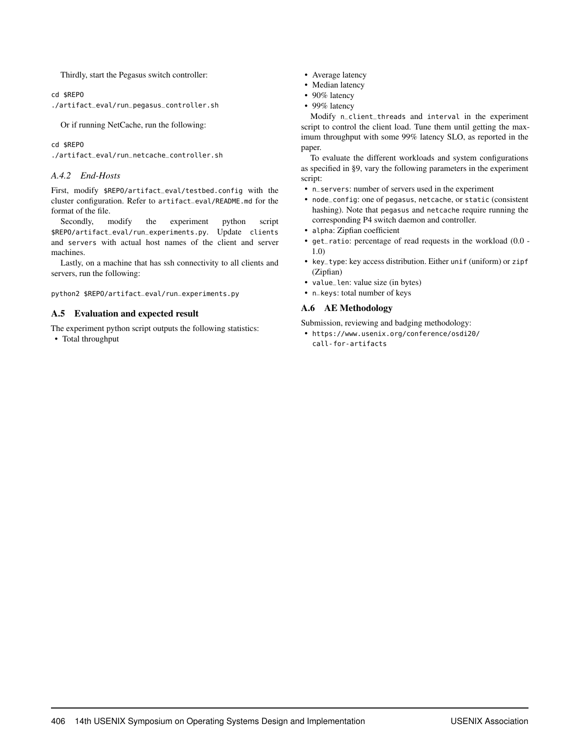Thirdly, start the Pegasus switch controller:

```
cd $REPO
./artifact_eval/run_pegasus_controller.sh
```

Or if running NetCache, run the following:

```
cd $REPO
./artifact_eval/run_netcache_controller.sh
```

#### A.4.2 End-Hosts

First, modify `$REPO/artifact_eval/testbed.config` with the cluster configuration. Refer to `artifact_eval/README.md` for the format of the file.

Secondly, modify the experiment python script `$REPO/artifact_eval/run_experiments.py`. Update `clients` and `servers` with actual host names of the client and server machines.

Lastly, on a machine that has ssh connectivity to all clients and servers, run the following:

```
python2 $REPO/artifact_eval/run_experiments.py
```

### A.5 Evaluation and expected result

The experiment python script outputs the following statistics:

- Total throughput
- Average latency
- Median latency
- 90% latency
- 99% latency

Modify `n_client_threads` and `interval` in the experiment script to control the client load. Tune them until getting the maximum throughput with some 99% latency SLO, as reported in the paper.

To evaluate the different workloads and system configurations as specified in §9, vary the following parameters in the experiment script:

- `n_servers`: number of servers used in the experiment
- `node_config`: one of `pegasus`, `netcache`, or `static` (consistent hashing). Note that `pegasus` and `netcache` require running the corresponding P4 switch daemon and controller.
- `alpha`: Zipfian coefficient
- `get_ratio`: percentage of read requests in the workload (0.0 - 1.0)
- `key_type`: key access distribution. Either `unif` (uniform) or `zipf` (Zipfian)
- `value_len`: value size (in bytes)
- `n_keys`: total number of keys

### A.6 AE Methodology

Submission, reviewing and badging methodology:

- `https://www.usenix.org/conference/osdi20/call-for-artifacts`